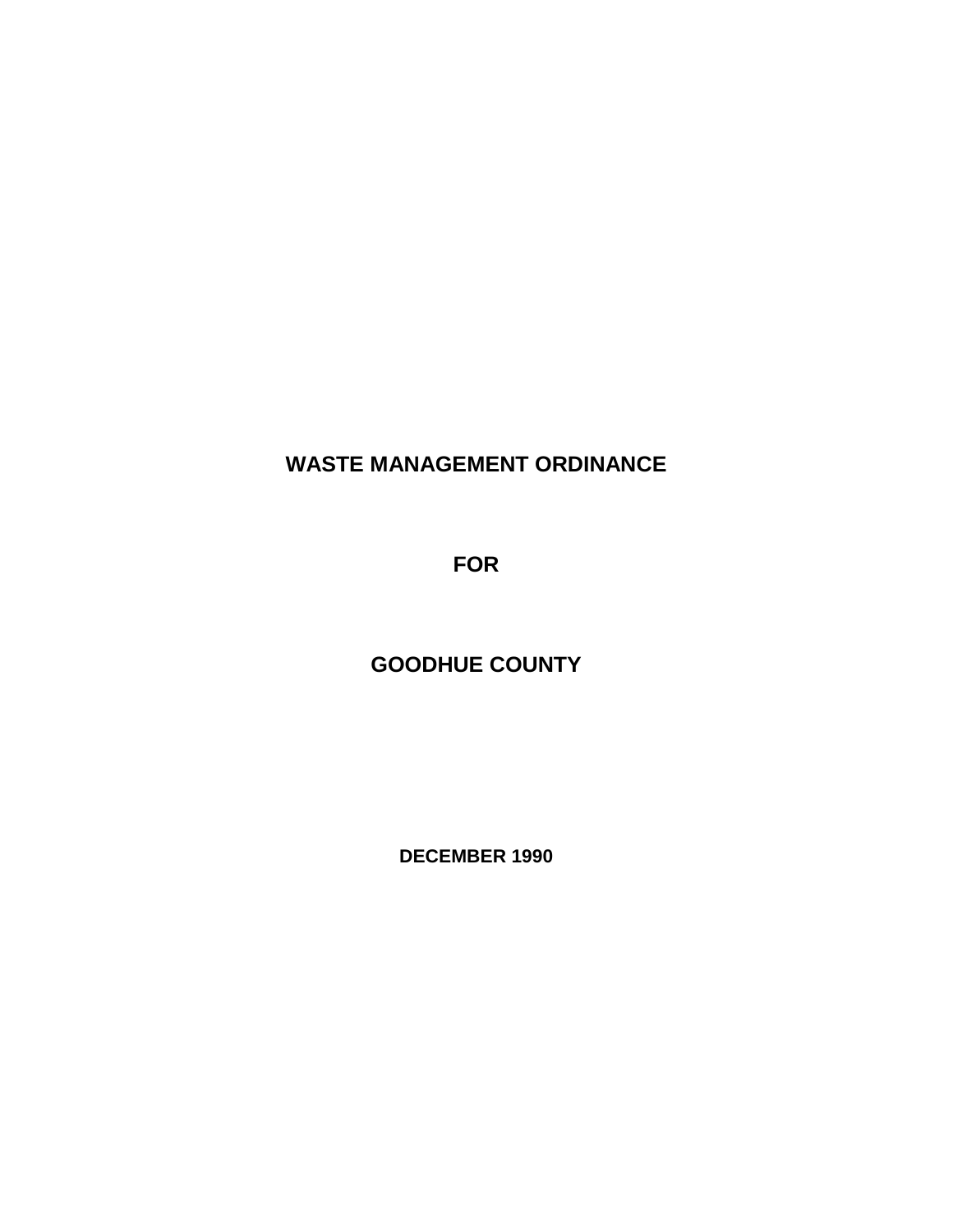# WASTE MANAGEMENT ORDINANCE

# FOR

# GOODHUE COUNTY

**DECEMBER 1990**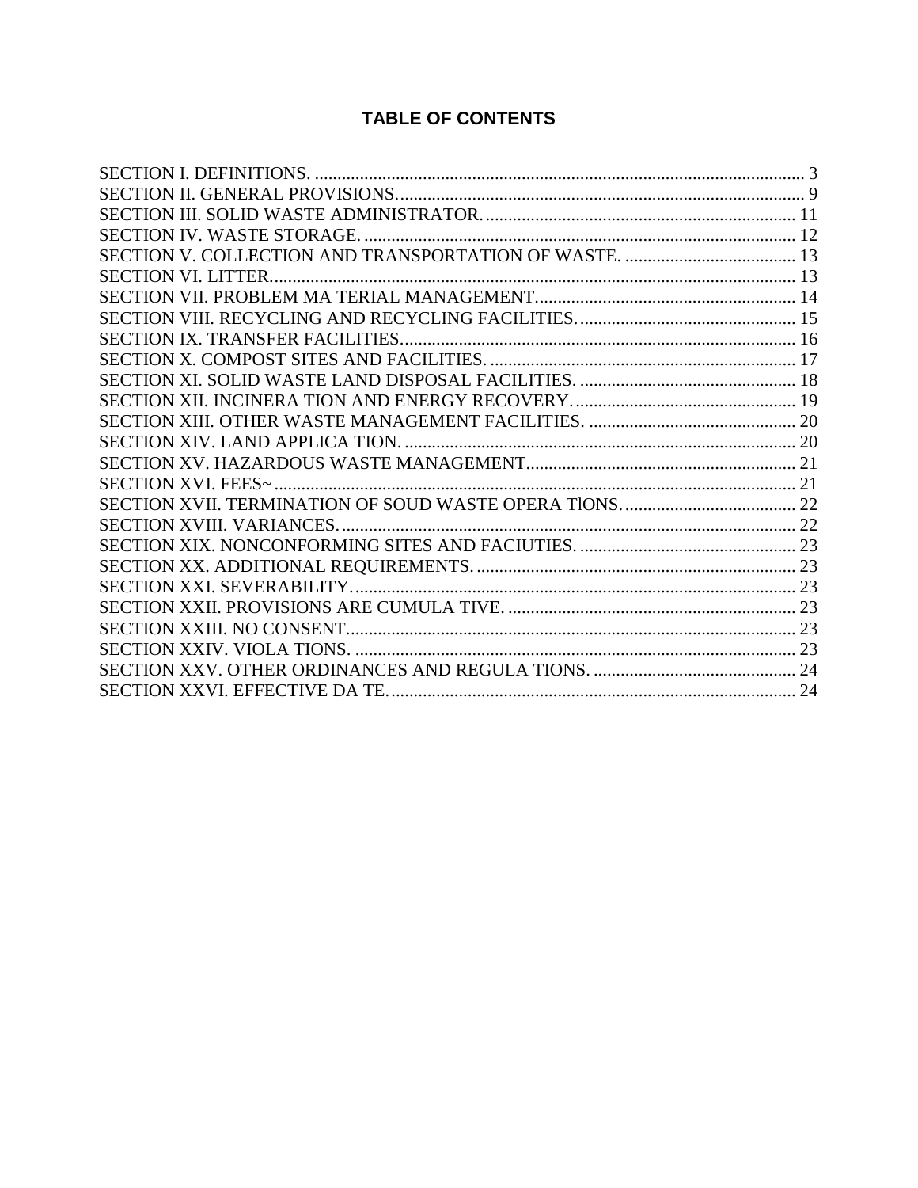# TABLE OF CONTENTS

SECTION I. DEFINITIONS. ........................................................................................................ 3
SECTION II. GENERAL PROVISIONS. ........................................................................................ 9
SECTION III. SOLID WASTE ADMINISTRATOR. ...................................................................... 11
SECTION IV. WASTE STORAGE. .............................................................................................. 12
SECTION V. COLLECTION AND TRANSPORTATION OF WASTE. ...................................... 13
SECTION VI. LITTER. ................................................................................................................. 13
SECTION VII. PROBLEM MA TERIAL MANAGEMENT. ........................................................ 14
SECTION VIII. RECYCLING AND RECYCLING FACILITIES. ............................................... 15
SECTION IX. TRANSFER FACILITIES. ..................................................................................... 16
SECTION X. COMPOST SITES AND FACILITIES. ................................................................... 17
SECTION XI. SOLID WASTE LAND DISPOSAL FACILITIES. ............................................... 18
SECTION XII. INCINERA TION AND ENERGY RECOVERY. ................................................. 19
SECTION XIII. OTHER WASTE MANAGEMENT FACILITIES. ............................................. 20
SECTION XIV. LAND APPLICA TION. ...................................................................................... 20
SECTION XV. HAZARDOUS WASTE MANAGEMENT. .......................................................... 21
SECTION XVI. FEES~ .................................................................................................................. 21
SECTION XVII. TERMINATION OF SOUD WASTE OPERA TlONS. ...................................... 22
SECTION XVIII. VARIANCES. .................................................................................................... 22
SECTION XIX. NONCONFORMING SITES AND FACIUTIES. ............................................... 23
SECTION XX. ADDITIONAL REQUIREMENTS. ...................................................................... 23
SECTION XXI. SEVERABILITY. ................................................................................................. 23
SECTION XXII. PROVISIONS ARE CUMULA TIVE. ............................................................... 23
SECTION XXIII. NO CONSENT. .................................................................................................. 23
SECTION XXIV. VIOLA TIONS. ................................................................................................. 23
SECTION XXV. OTHER ORDINANCES AND REGULA TIONS. ............................................. 24
SECTION XXVI. EFFECTIVE DA TE. ......................................................................................... 24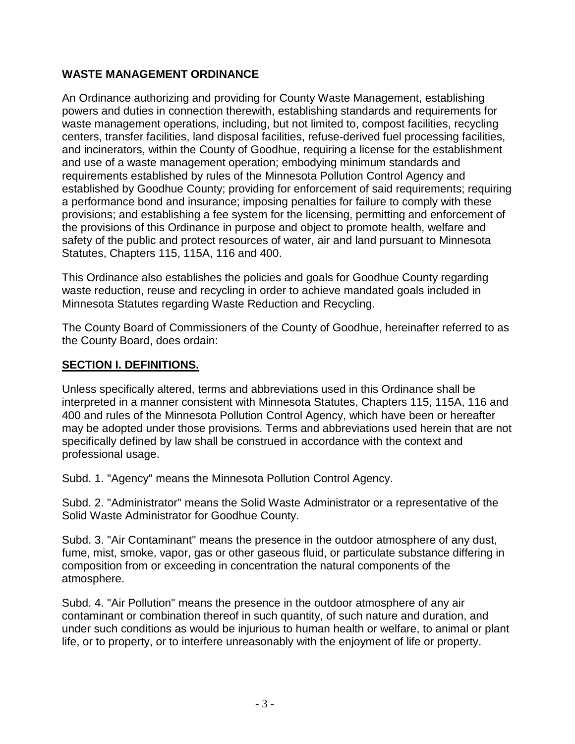## WASTE MANAGEMENT ORDINANCE

An Ordinance authorizing and providing for County Waste Management, establishing powers and duties in connection therewith, establishing standards and requirements for waste management operations, including, but not limited to, compost facilities, recycling centers, transfer facilities, land disposal facilities, refuse-derived fuel processing facilities, and incinerators, within the County of Goodhue, requiring a license for the establishment and use of a waste management operation; embodying minimum standards and requirements established by rules of the Minnesota Pollution Control Agency and established by Goodhue County; providing for enforcement of said requirements; requiring a performance bond and insurance; imposing penalties for failure to comply with these provisions; and establishing a fee system for the licensing, permitting and enforcement of the provisions of this Ordinance in purpose and object to promote health, welfare and safety of the public and protect resources of water, air and land pursuant to Minnesota Statutes, Chapters 115, 115A, 116 and 400.

This Ordinance also establishes the policies and goals for Goodhue County regarding waste reduction, reuse and recycling in order to achieve mandated goals included in Minnesota Statutes regarding Waste Reduction and Recycling.

The County Board of Commissioners of the County of Goodhue, hereinafter referred to as the County Board, does ordain:

## SECTION I. DEFINITIONS.

Unless specifically altered, terms and abbreviations used in this Ordinance shall be interpreted in a manner consistent with Minnesota Statutes, Chapters 115, 115A, 116 and 400 and rules of the Minnesota Pollution Control Agency, which have been or hereafter may be adopted under those provisions. Terms and abbreviations used herein that are not specifically defined by law shall be construed in accordance with the context and professional usage.

Subd. 1. "Agency" means the Minnesota Pollution Control Agency.

Subd. 2. "Administrator" means the Solid Waste Administrator or a representative of the Solid Waste Administrator for Goodhue County.

Subd. 3. "Air Contaminant" means the presence in the outdoor atmosphere of any dust, fume, mist, smoke, vapor, gas or other gaseous fluid, or particulate substance differing in composition from or exceeding in concentration the natural components of the atmosphere.

Subd. 4. "Air Pollution" means the presence in the outdoor atmosphere of any air contaminant or combination thereof in such quantity, of such nature and duration, and under such conditions as would be injurious to human health or welfare, to animal or plant life, or to property, or to interfere unreasonably with the enjoyment of life or property.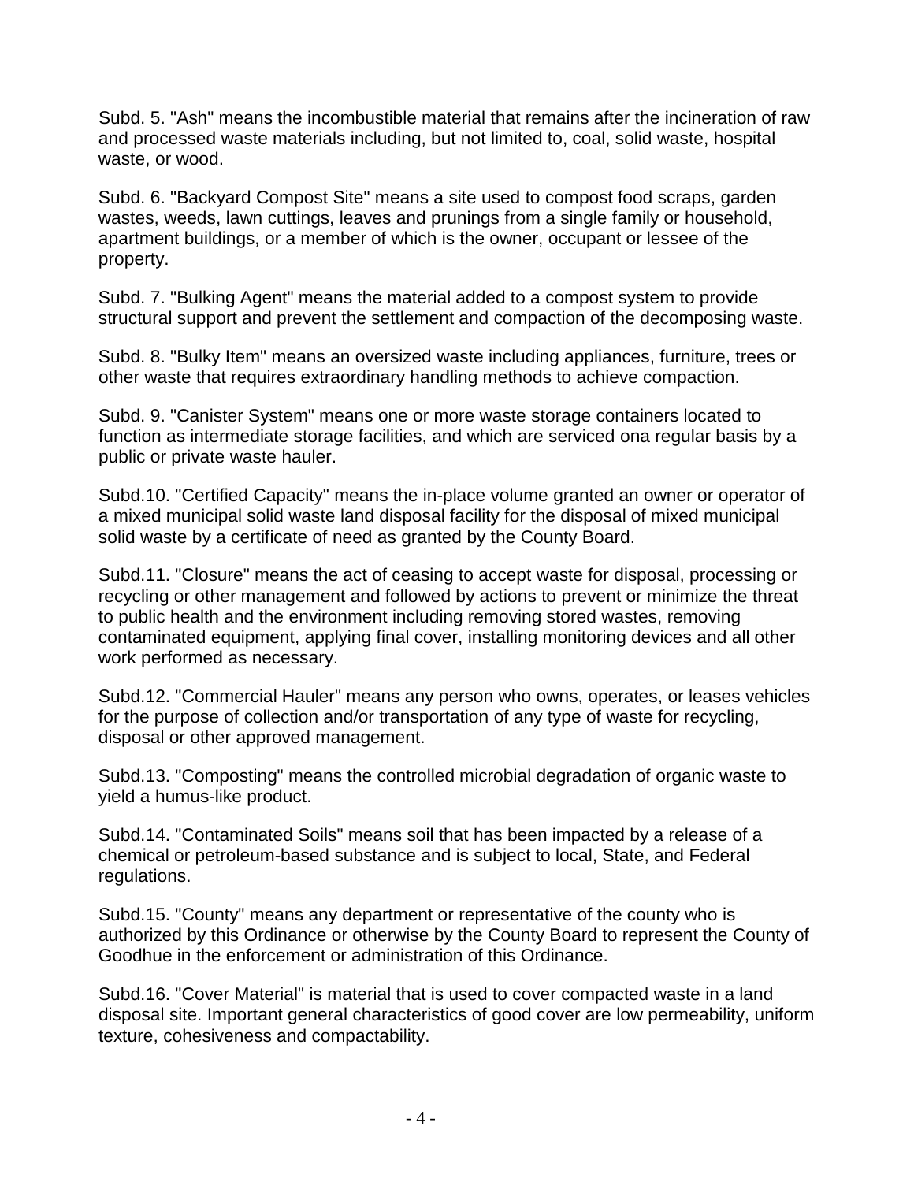Subd. 5. "Ash" means the incombustible material that remains after the incineration of raw and processed waste materials including, but not limited to, coal, solid waste, hospital waste, or wood.

Subd. 6. "Backyard Compost Site" means a site used to compost food scraps, garden wastes, weeds, lawn cuttings, leaves and prunings from a single family or household, apartment buildings, or a member of which is the owner, occupant or lessee of the property.

Subd. 7. "Bulking Agent" means the material added to a compost system to provide structural support and prevent the settlement and compaction of the decomposing waste.

Subd. 8. "Bulky Item" means an oversized waste including appliances, furniture, trees or other waste that requires extraordinary handling methods to achieve compaction.

Subd. 9. "Canister System" means one or more waste storage containers located to function as intermediate storage facilities, and which are serviced ona regular basis by a public or private waste hauler.

Subd.10. "Certified Capacity" means the in-place volume granted an owner or operator of a mixed municipal solid waste land disposal facility for the disposal of mixed municipal solid waste by a certificate of need as granted by the County Board.

Subd.11. "Closure" means the act of ceasing to accept waste for disposal, processing or recycling or other management and followed by actions to prevent or minimize the threat to public health and the environment including removing stored wastes, removing contaminated equipment, applying final cover, installing monitoring devices and all other work performed as necessary.

Subd.12. "Commercial Hauler" means any person who owns, operates, or leases vehicles for the purpose of collection and/or transportation of any type of waste for recycling, disposal or other approved management.

Subd.13. "Composting" means the controlled microbial degradation of organic waste to yield a humus-like product.

Subd.14. "Contaminated Soils" means soil that has been impacted by a release of a chemical or petroleum-based substance and is subject to local, State, and Federal regulations.

Subd.15. "County" means any department or representative of the county who is authorized by this Ordinance or otherwise by the County Board to represent the County of Goodhue in the enforcement or administration of this Ordinance.

Subd.16. "Cover Material" is material that is used to cover compacted waste in a land disposal site. Important general characteristics of good cover are low permeability, uniform texture, cohesiveness and compactability.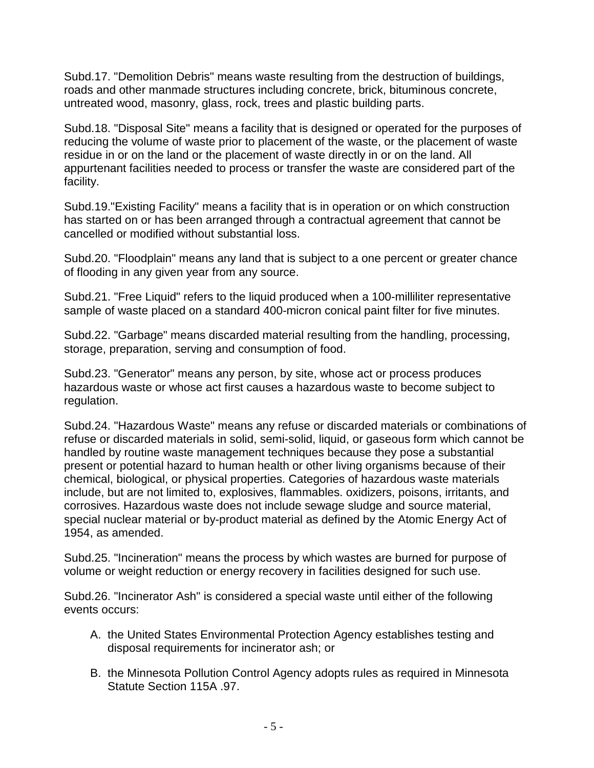Subd.17. "Demolition Debris" means waste resulting from the destruction of buildings, roads and other manmade structures including concrete, brick, bituminous concrete, untreated wood, masonry, glass, rock, trees and plastic building parts.

Subd.18. "Disposal Site" means a facility that is designed or operated for the purposes of reducing the volume of waste prior to placement of the waste, or the placement of waste residue in or on the land or the placement of waste directly in or on the land. All appurtenant facilities needed to process or transfer the waste are considered part of the facility.

Subd.19."Existing Facility" means a facility that is in operation or on which construction has started on or has been arranged through a contractual agreement that cannot be cancelled or modified without substantial loss.

Subd.20. "Floodplain" means any land that is subject to a one percent or greater chance of flooding in any given year from any source.

Subd.21. "Free Liquid" refers to the liquid produced when a 100-milliliter representative sample of waste placed on a standard 400-micron conical paint filter for five minutes.

Subd.22. "Garbage" means discarded material resulting from the handling, processing, storage, preparation, serving and consumption of food.

Subd.23. "Generator" means any person, by site, whose act or process produces hazardous waste or whose act first causes a hazardous waste to become subject to regulation.

Subd.24. "Hazardous Waste" means any refuse or discarded materials or combinations of refuse or discarded materials in solid, semi-solid, liquid, or gaseous form which cannot be handled by routine waste management techniques because they pose a substantial present or potential hazard to human health or other living organisms because of their chemical, biological, or physical properties. Categories of hazardous waste materials include, but are not limited to, explosives, flammables. oxidizers, poisons, irritants, and corrosives. Hazardous waste does not include sewage sludge and source material, special nuclear material or by-product material as defined by the Atomic Energy Act of 1954, as amended.

Subd.25. "Incineration" means the process by which wastes are burned for purpose of volume or weight reduction or energy recovery in facilities designed for such use.

Subd.26. "Incinerator Ash" is considered a special waste until either of the following events occurs:

A. the United States Environmental Protection Agency establishes testing and disposal requirements for incinerator ash; or

B. the Minnesota Pollution Control Agency adopts rules as required in Minnesota Statute Section 115A .97.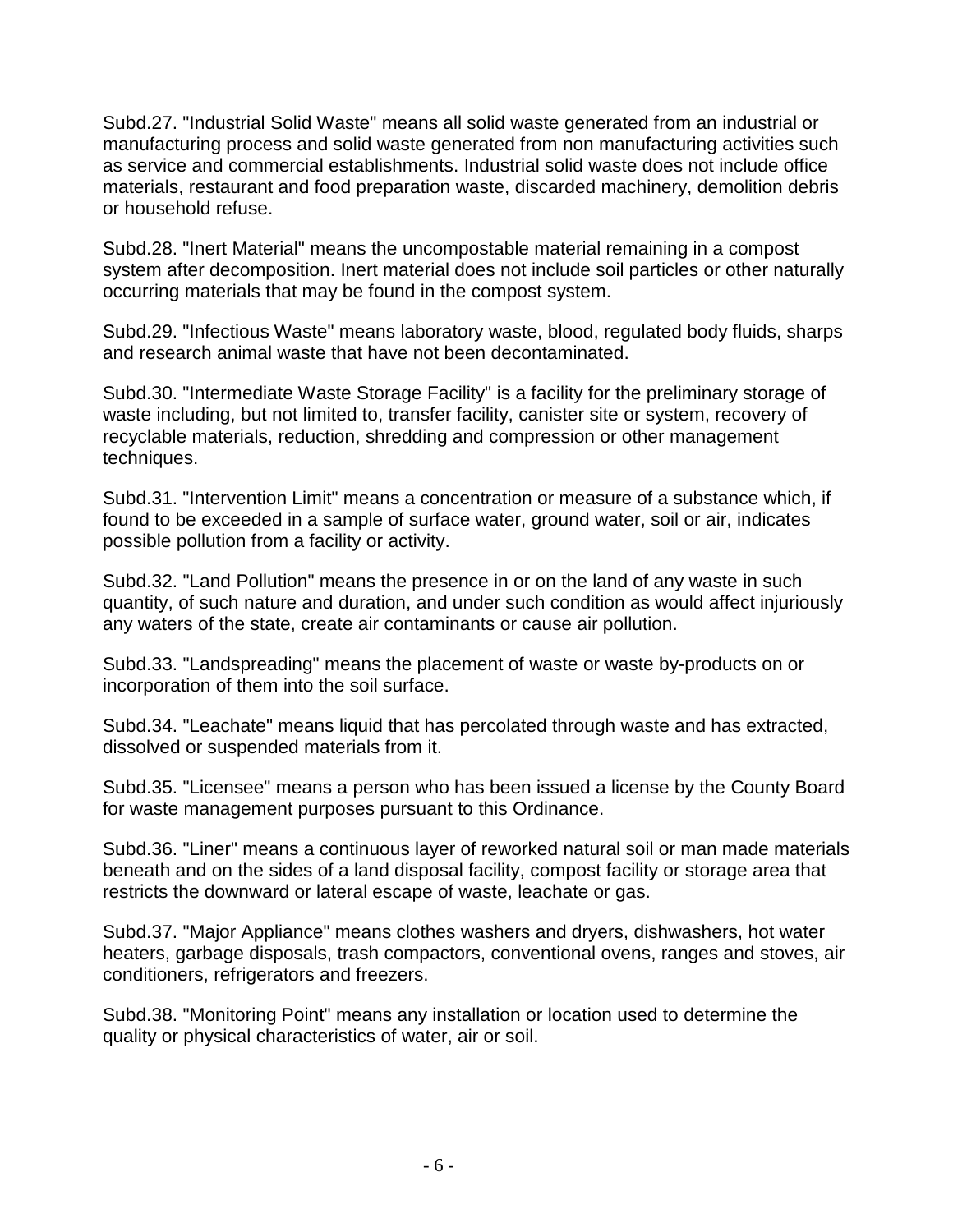Subd.27. "Industrial Solid Waste" means all solid waste generated from an industrial or manufacturing process and solid waste generated from non manufacturing activities such as service and commercial establishments. Industrial solid waste does not include office materials, restaurant and food preparation waste, discarded machinery, demolition debris or household refuse.

Subd.28. "Inert Material" means the uncompostable material remaining in a compost system after decomposition. Inert material does not include soil particles or other naturally occurring materials that may be found in the compost system.

Subd.29. "Infectious Waste" means laboratory waste, blood, regulated body fluids, sharps and research animal waste that have not been decontaminated.

Subd.30. "Intermediate Waste Storage Facility" is a facility for the preliminary storage of waste including, but not limited to, transfer facility, canister site or system, recovery of recyclable materials, reduction, shredding and compression or other management techniques.

Subd.31. "Intervention Limit" means a concentration or measure of a substance which, if found to be exceeded in a sample of surface water, ground water, soil or air, indicates possible pollution from a facility or activity.

Subd.32. "Land Pollution" means the presence in or on the land of any waste in such quantity, of such nature and duration, and under such condition as would affect injuriously any waters of the state, create air contaminants or cause air pollution.

Subd.33. "Landspreading" means the placement of waste or waste by-products on or incorporation of them into the soil surface.

Subd.34. "Leachate" means liquid that has percolated through waste and has extracted, dissolved or suspended materials from it.

Subd.35. "Licensee" means a person who has been issued a license by the County Board for waste management purposes pursuant to this Ordinance.

Subd.36. "Liner" means a continuous layer of reworked natural soil or man made materials beneath and on the sides of a land disposal facility, compost facility or storage area that restricts the downward or lateral escape of waste, leachate or gas.

Subd.37. "Major Appliance" means clothes washers and dryers, dishwashers, hot water heaters, garbage disposals, trash compactors, conventional ovens, ranges and stoves, air conditioners, refrigerators and freezers.

Subd.38. "Monitoring Point" means any installation or location used to determine the quality or physical characteristics of water, air or soil.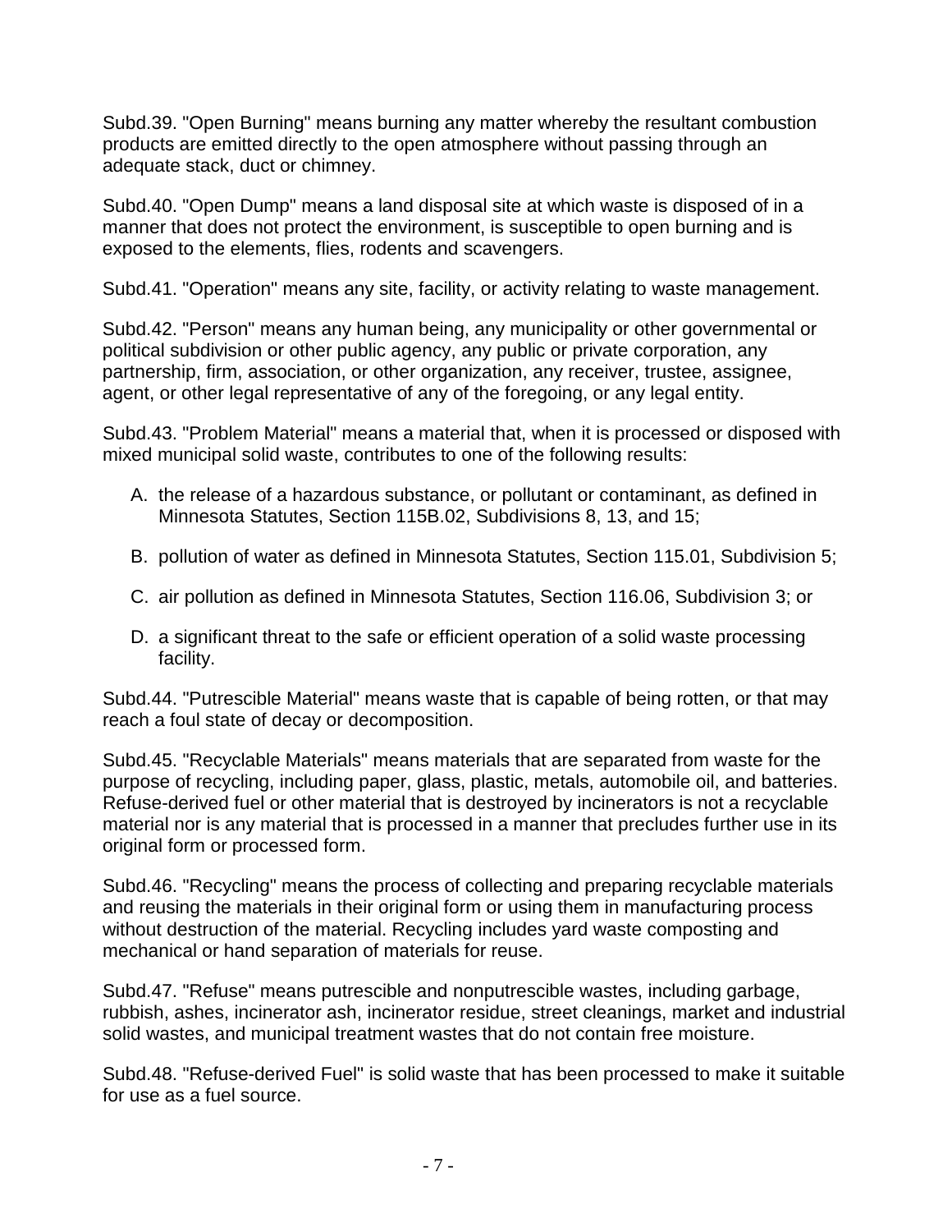Subd.39. "Open Burning" means burning any matter whereby the resultant combustion products are emitted directly to the open atmosphere without passing through an adequate stack, duct or chimney.

Subd.40. "Open Dump" means a land disposal site at which waste is disposed of in a manner that does not protect the environment, is susceptible to open burning and is exposed to the elements, flies, rodents and scavengers.

Subd.41. "Operation" means any site, facility, or activity relating to waste management.

Subd.42. "Person" means any human being, any municipality or other governmental or political subdivision or other public agency, any public or private corporation, any partnership, firm, association, or other organization, any receiver, trustee, assignee, agent, or other legal representative of any of the foregoing, or any legal entity.

Subd.43. "Problem Material" means a material that, when it is processed or disposed with mixed municipal solid waste, contributes to one of the following results:

A. the release of a hazardous substance, or pollutant or contaminant, as defined in Minnesota Statutes, Section 115B.02, Subdivisions 8, 13, and 15;

B. pollution of water as defined in Minnesota Statutes, Section 115.01, Subdivision 5;

C. air pollution as defined in Minnesota Statutes, Section 116.06, Subdivision 3; or

D. a significant threat to the safe or efficient operation of a solid waste processing facility.

Subd.44. "Putrescible Material" means waste that is capable of being rotten, or that may reach a foul state of decay or decomposition.

Subd.45. "Recyclable Materials" means materials that are separated from waste for the purpose of recycling, including paper, glass, plastic, metals, automobile oil, and batteries. Refuse-derived fuel or other material that is destroyed by incinerators is not a recyclable material nor is any material that is processed in a manner that precludes further use in its original form or processed form.

Subd.46. "Recycling" means the process of collecting and preparing recyclable materials and reusing the materials in their original form or using them in manufacturing process without destruction of the material. Recycling includes yard waste composting and mechanical or hand separation of materials for reuse.

Subd.47. "Refuse" means putrescible and nonputrescible wastes, including garbage, rubbish, ashes, incinerator ash, incinerator residue, street cleanings, market and industrial solid wastes, and municipal treatment wastes that do not contain free moisture.

Subd.48. "Refuse-derived Fuel" is solid waste that has been processed to make it suitable for use as a fuel source.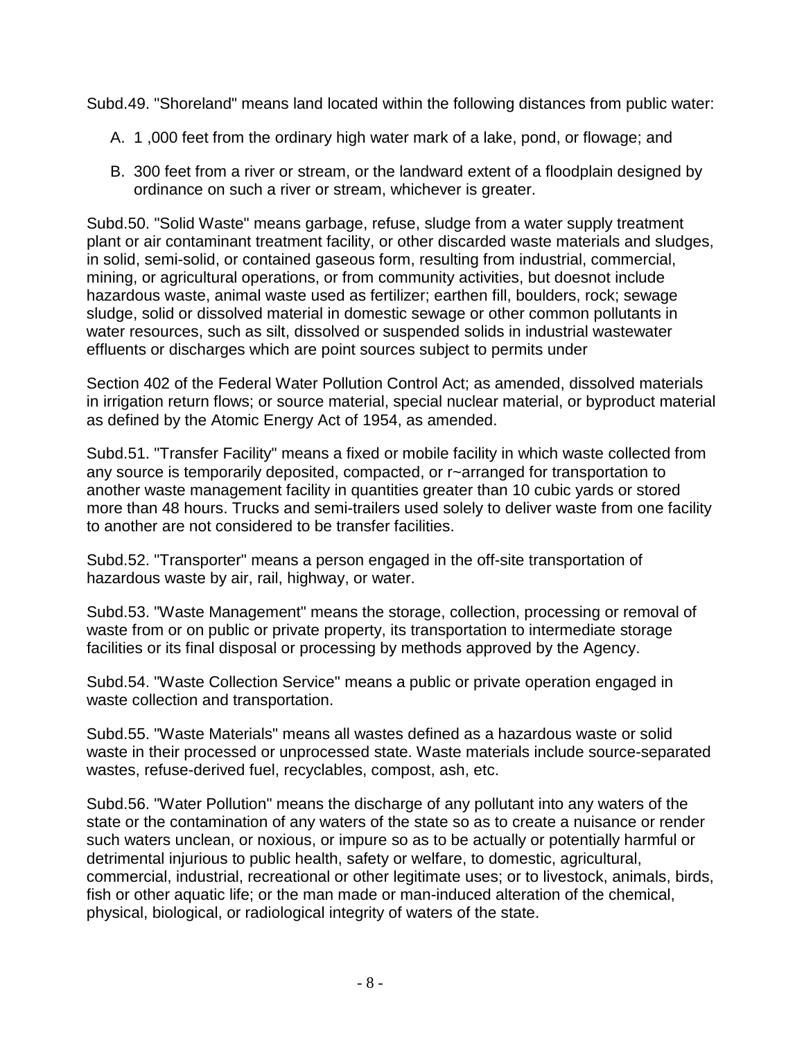Subd.49. "Shoreland" means land located within the following distances from public water:

A. 1 ,000 feet from the ordinary high water mark of a lake, pond, or flowage; and

B. 300 feet from a river or stream, or the landward extent of a floodplain designed by ordinance on such a river or stream, whichever is greater.

Subd.50. "Solid Waste" means garbage, refuse, sludge from a water supply treatment plant or air contaminant treatment facility, or other discarded waste materials and sludges, in solid, semi-solid, or contained gaseous form, resulting from industrial, commercial, mining, or agricultural operations, or from community activities, but doesnot include hazardous waste, animal waste used as fertilizer; earthen fill, boulders, rock; sewage sludge, solid or dissolved material in domestic sewage or other common pollutants in water resources, such as silt, dissolved or suspended solids in industrial wastewater effluents or discharges which are point sources subject to permits under

Section 402 of the Federal Water Pollution Control Act; as amended, dissolved materials in irrigation return flows; or source material, special nuclear material, or byproduct material as defined by the Atomic Energy Act of 1954, as amended.

Subd.51. "Transfer Facility" means a fixed or mobile facility in which waste collected from any source is temporarily deposited, compacted, or r~arranged for transportation to another waste management facility in quantities greater than 10 cubic yards or stored more than 48 hours. Trucks and semi-trailers used solely to deliver waste from one facility to another are not considered to be transfer facilities.

Subd.52. "Transporter" means a person engaged in the off-site transportation of hazardous waste by air, rail, highway, or water.

Subd.53. "Waste Management" means the storage, collection, processing or removal of waste from or on public or private property, its transportation to intermediate storage facilities or its final disposal or processing by methods approved by the Agency.

Subd.54. "Waste Collection Service" means a public or private operation engaged in waste collection and transportation.

Subd.55. "Waste Materials" means all wastes defined as a hazardous waste or solid waste in their processed or unprocessed state. Waste materials include source-separated wastes, refuse-derived fuel, recyclables, compost, ash, etc.

Subd.56. "Water Pollution" means the discharge of any pollutant into any waters of the state or the contamination of any waters of the state so as to create a nuisance or render such waters unclean, or noxious, or impure so as to be actually or potentially harmful or detrimental injurious to public health, safety or welfare, to domestic, agricultural, commercial, industrial, recreational or other legitimate uses; or to livestock, animals, birds, fish or other aquatic life; or the man made or man-induced alteration of the chemical, physical, biological, or radiological integrity of waters of the state.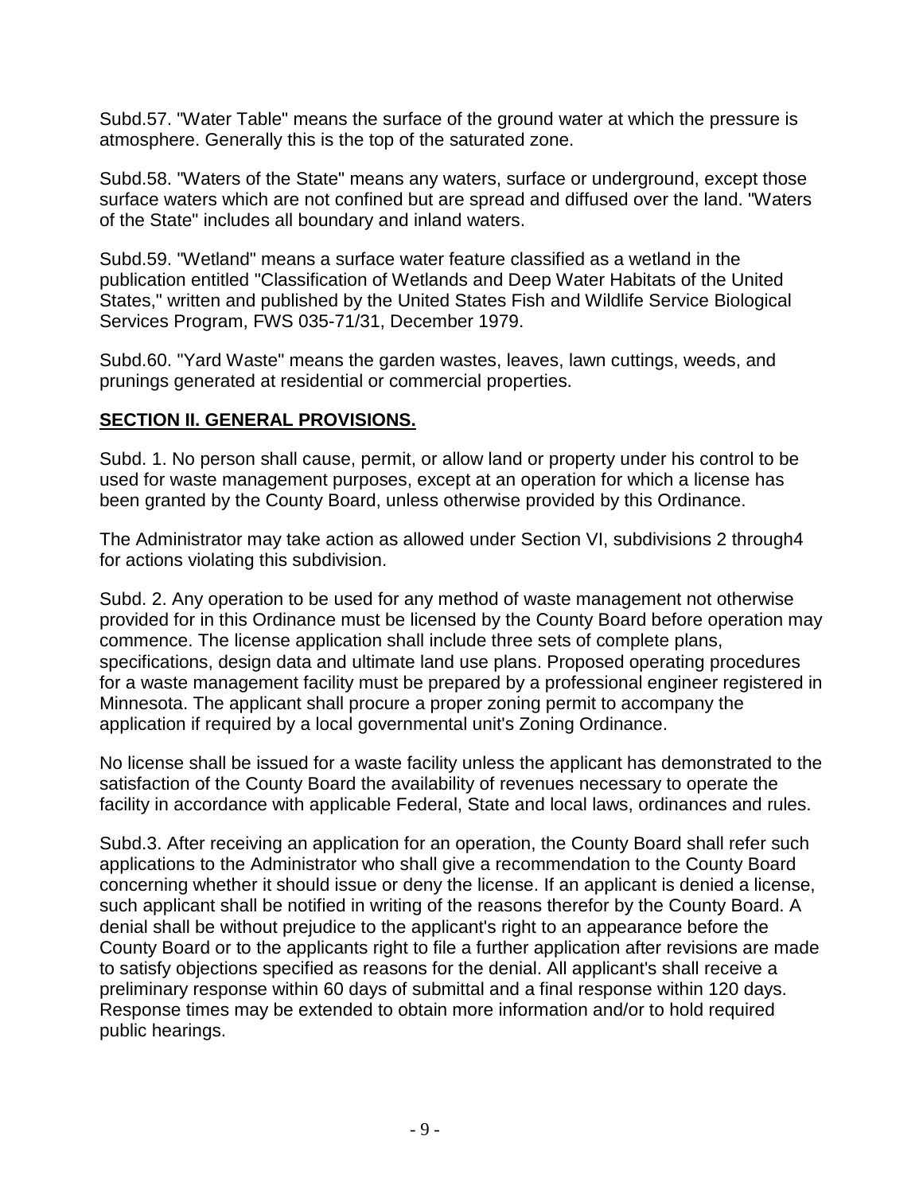Subd.57. "Water Table" means the surface of the ground water at which the pressure is atmosphere. Generally this is the top of the saturated zone.

Subd.58. "Waters of the State" means any waters, surface or underground, except those surface waters which are not confined but are spread and diffused over the land. "Waters of the State" includes all boundary and inland waters.

Subd.59. "Wetland" means a surface water feature classified as a wetland in the publication entitled "Classification of Wetlands and Deep Water Habitats of the United States," written and published by the United States Fish and Wildlife Service Biological Services Program, FWS 035-71/31, December 1979.

Subd.60. "Yard Waste" means the garden wastes, leaves, lawn cuttings, weeds, and prunings generated at residential or commercial properties.

## SECTION II. GENERAL PROVISIONS.

Subd. 1. No person shall cause, permit, or allow land or property under his control to be used for waste management purposes, except at an operation for which a license has been granted by the County Board, unless otherwise provided by this Ordinance.

The Administrator may take action as allowed under Section VI, subdivisions 2 through4 for actions violating this subdivision.

Subd. 2. Any operation to be used for any method of waste management not otherwise provided for in this Ordinance must be licensed by the County Board before operation may commence. The license application shall include three sets of complete plans, specifications, design data and ultimate land use plans. Proposed operating procedures for a waste management facility must be prepared by a professional engineer registered in Minnesota. The applicant shall procure a proper zoning permit to accompany the application if required by a local governmental unit's Zoning Ordinance.

No license shall be issued for a waste facility unless the applicant has demonstrated to the satisfaction of the County Board the availability of revenues necessary to operate the facility in accordance with applicable Federal, State and local laws, ordinances and rules.

Subd.3. After receiving an application for an operation, the County Board shall refer such applications to the Administrator who shall give a recommendation to the County Board concerning whether it should issue or deny the license. If an applicant is denied a license, such applicant shall be notified in writing of the reasons therefor by the County Board. A denial shall be without prejudice to the applicant's right to an appearance before the County Board or to the applicants right to file a further application after revisions are made to satisfy objections specified as reasons for the denial. All applicant's shall receive a preliminary response within 60 days of submittal and a final response within 120 days. Response times may be extended to obtain more information and/or to hold required public hearings.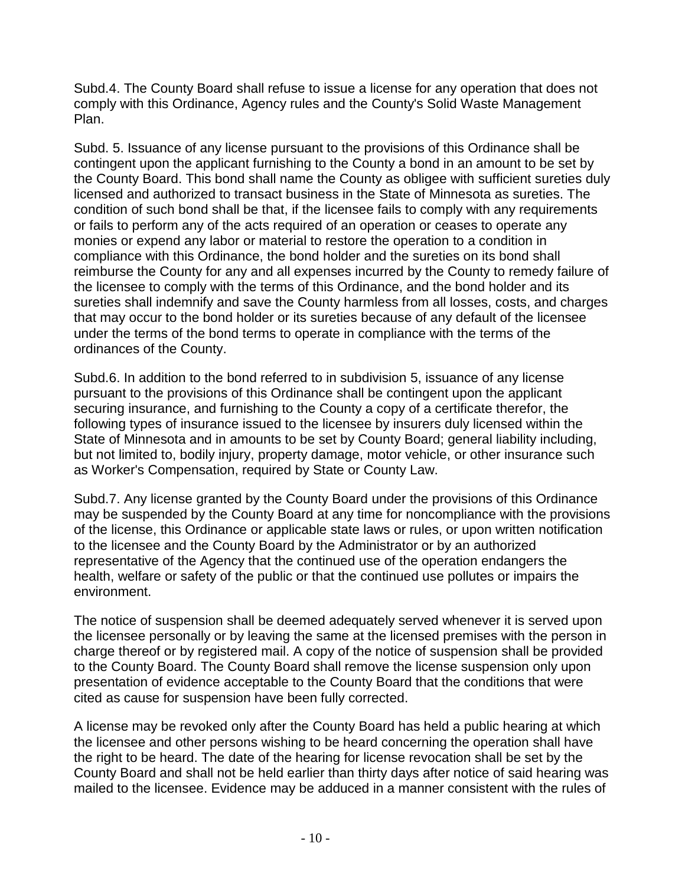Subd.4. The County Board shall refuse to issue a license for any operation that does not comply with this Ordinance, Agency rules and the County's Solid Waste Management Plan.

Subd. 5. Issuance of any license pursuant to the provisions of this Ordinance shall be contingent upon the applicant furnishing to the County a bond in an amount to be set by the County Board. This bond shall name the County as obligee with sufficient sureties duly licensed and authorized to transact business in the State of Minnesota as sureties. The condition of such bond shall be that, if the licensee fails to comply with any requirements or fails to perform any of the acts required of an operation or ceases to operate any monies or expend any labor or material to restore the operation to a condition in compliance with this Ordinance, the bond holder and the sureties on its bond shall reimburse the County for any and all expenses incurred by the County to remedy failure of the licensee to comply with the terms of this Ordinance, and the bond holder and its sureties shall indemnify and save the County harmless from all losses, costs, and charges that may occur to the bond holder or its sureties because of any default of the licensee under the terms of the bond terms to operate in compliance with the terms of the ordinances of the County.

Subd.6. In addition to the bond referred to in subdivision 5, issuance of any license pursuant to the provisions of this Ordinance shall be contingent upon the applicant securing insurance, and furnishing to the County a copy of a certificate therefor, the following types of insurance issued to the licensee by insurers duly licensed within the State of Minnesota and in amounts to be set by County Board; general liability including, but not limited to, bodily injury, property damage, motor vehicle, or other insurance such as Worker's Compensation, required by State or County Law.

Subd.7. Any license granted by the County Board under the provisions of this Ordinance may be suspended by the County Board at any time for noncompliance with the provisions of the license, this Ordinance or applicable state laws or rules, or upon written notification to the licensee and the County Board by the Administrator or by an authorized representative of the Agency that the continued use of the operation endangers the health, welfare or safety of the public or that the continued use pollutes or impairs the environment.

The notice of suspension shall be deemed adequately served whenever it is served upon the licensee personally or by leaving the same at the licensed premises with the person in charge thereof or by registered mail. A copy of the notice of suspension shall be provided to the County Board. The County Board shall remove the license suspension only upon presentation of evidence acceptable to the County Board that the conditions that were cited as cause for suspension have been fully corrected.

A license may be revoked only after the County Board has held a public hearing at which the licensee and other persons wishing to be heard concerning the operation shall have the right to be heard. The date of the hearing for license revocation shall be set by the County Board and shall not be held earlier than thirty days after notice of said hearing was mailed to the licensee. Evidence may be adduced in a manner consistent with the rules of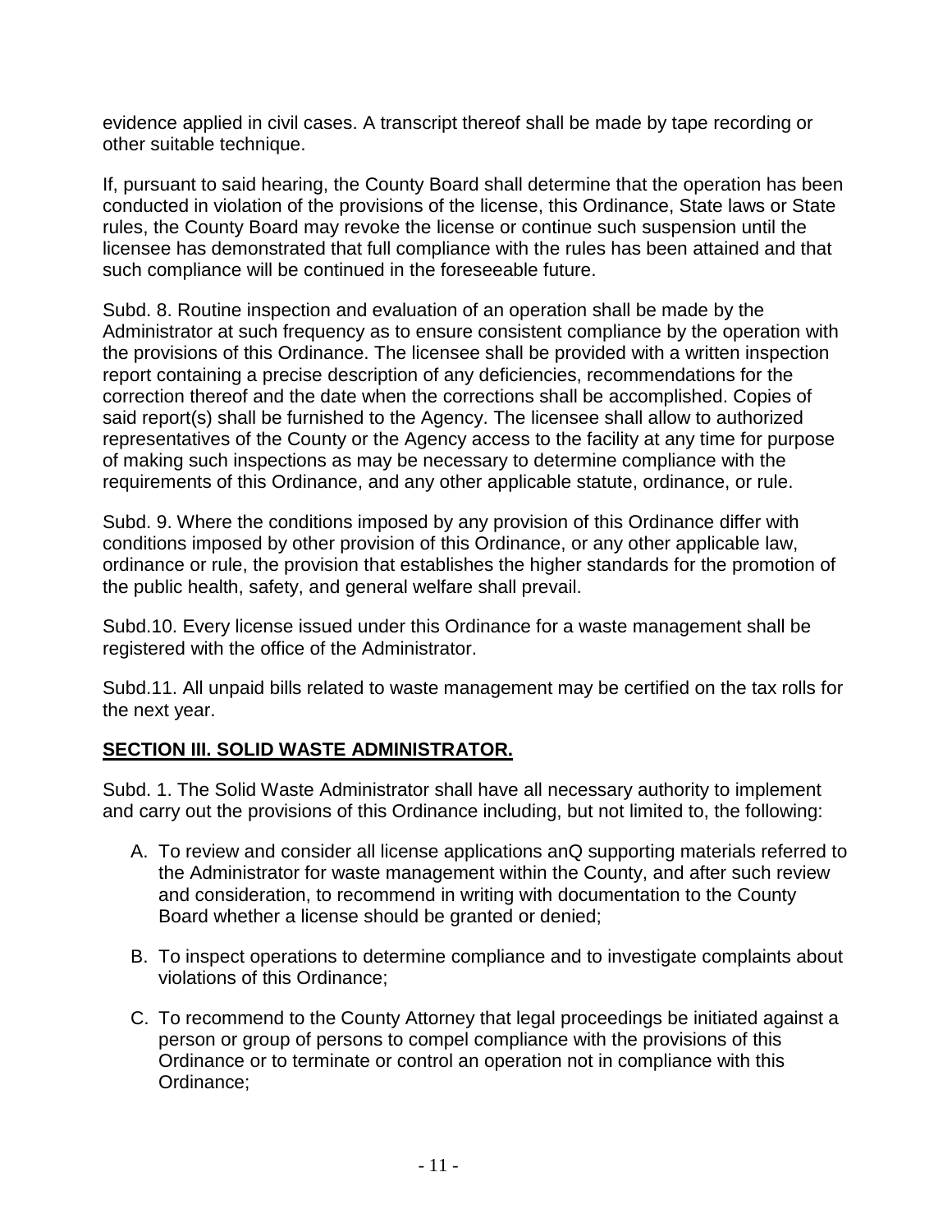evidence applied in civil cases. A transcript thereof shall be made by tape recording or other suitable technique.

If, pursuant to said hearing, the County Board shall determine that the operation has been conducted in violation of the provisions of the license, this Ordinance, State laws or State rules, the County Board may revoke the license or continue such suspension until the licensee has demonstrated that full compliance with the rules has been attained and that such compliance will be continued in the foreseeable future.

Subd. 8. Routine inspection and evaluation of an operation shall be made by the Administrator at such frequency as to ensure consistent compliance by the operation with the provisions of this Ordinance. The licensee shall be provided with a written inspection report containing a precise description of any deficiencies, recommendations for the correction thereof and the date when the corrections shall be accomplished. Copies of said report(s) shall be furnished to the Agency. The licensee shall allow to authorized representatives of the County or the Agency access to the facility at any time for purpose of making such inspections as may be necessary to determine compliance with the requirements of this Ordinance, and any other applicable statute, ordinance, or rule.

Subd. 9. Where the conditions imposed by any provision of this Ordinance differ with conditions imposed by other provision of this Ordinance, or any other applicable law, ordinance or rule, the provision that establishes the higher standards for the promotion of the public health, safety, and general welfare shall prevail.

Subd.10. Every license issued under this Ordinance for a waste management shall be registered with the office of the Administrator.

Subd.11. All unpaid bills related to waste management may be certified on the tax rolls for the next year.

## SECTION III. SOLID WASTE ADMINISTRATOR.

Subd. 1. The Solid Waste Administrator shall have all necessary authority to implement and carry out the provisions of this Ordinance including, but not limited to, the following:

A. To review and consider all license applications anQ supporting materials referred to the Administrator for waste management within the County, and after such review and consideration, to recommend in writing with documentation to the County Board whether a license should be granted or denied;

B. To inspect operations to determine compliance and to investigate complaints about violations of this Ordinance;

C. To recommend to the County Attorney that legal proceedings be initiated against a person or group of persons to compel compliance with the provisions of this Ordinance or to terminate or control an operation not in compliance with this Ordinance;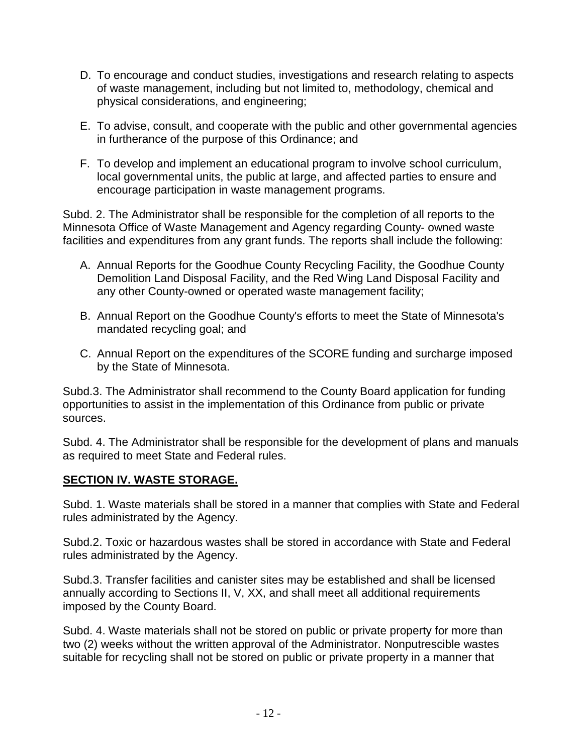D. To encourage and conduct studies, investigations and research relating to aspects of waste management, including but not limited to, methodology, chemical and physical considerations, and engineering;

E. To advise, consult, and cooperate with the public and other governmental agencies in furtherance of the purpose of this Ordinance; and

F. To develop and implement an educational program to involve school curriculum, local governmental units, the public at large, and affected parties to ensure and encourage participation in waste management programs.

Subd. 2. The Administrator shall be responsible for the completion of all reports to the Minnesota Office of Waste Management and Agency regarding County- owned waste facilities and expenditures from any grant funds. The reports shall include the following:

A. Annual Reports for the Goodhue County Recycling Facility, the Goodhue County Demolition Land Disposal Facility, and the Red Wing Land Disposal Facility and any other County-owned or operated waste management facility;

B. Annual Report on the Goodhue County's efforts to meet the State of Minnesota's mandated recycling goal; and

C. Annual Report on the expenditures of the SCORE funding and surcharge imposed by the State of Minnesota.

Subd.3. The Administrator shall recommend to the County Board application for funding opportunities to assist in the implementation of this Ordinance from public or private sources.

Subd. 4. The Administrator shall be responsible for the development of plans and manuals as required to meet State and Federal rules.

## **SECTION IV. WASTE STORAGE.**

Subd. 1. Waste materials shall be stored in a manner that complies with State and Federal rules administrated by the Agency.

Subd.2. Toxic or hazardous wastes shall be stored in accordance with State and Federal rules administrated by the Agency.

Subd.3. Transfer facilities and canister sites may be established and shall be licensed annually according to Sections II, V, XX, and shall meet all additional requirements imposed by the County Board.

Subd. 4. Waste materials shall not be stored on public or private property for more than two (2) weeks without the written approval of the Administrator. Nonputrescible wastes suitable for recycling shall not be stored on public or private property in a manner that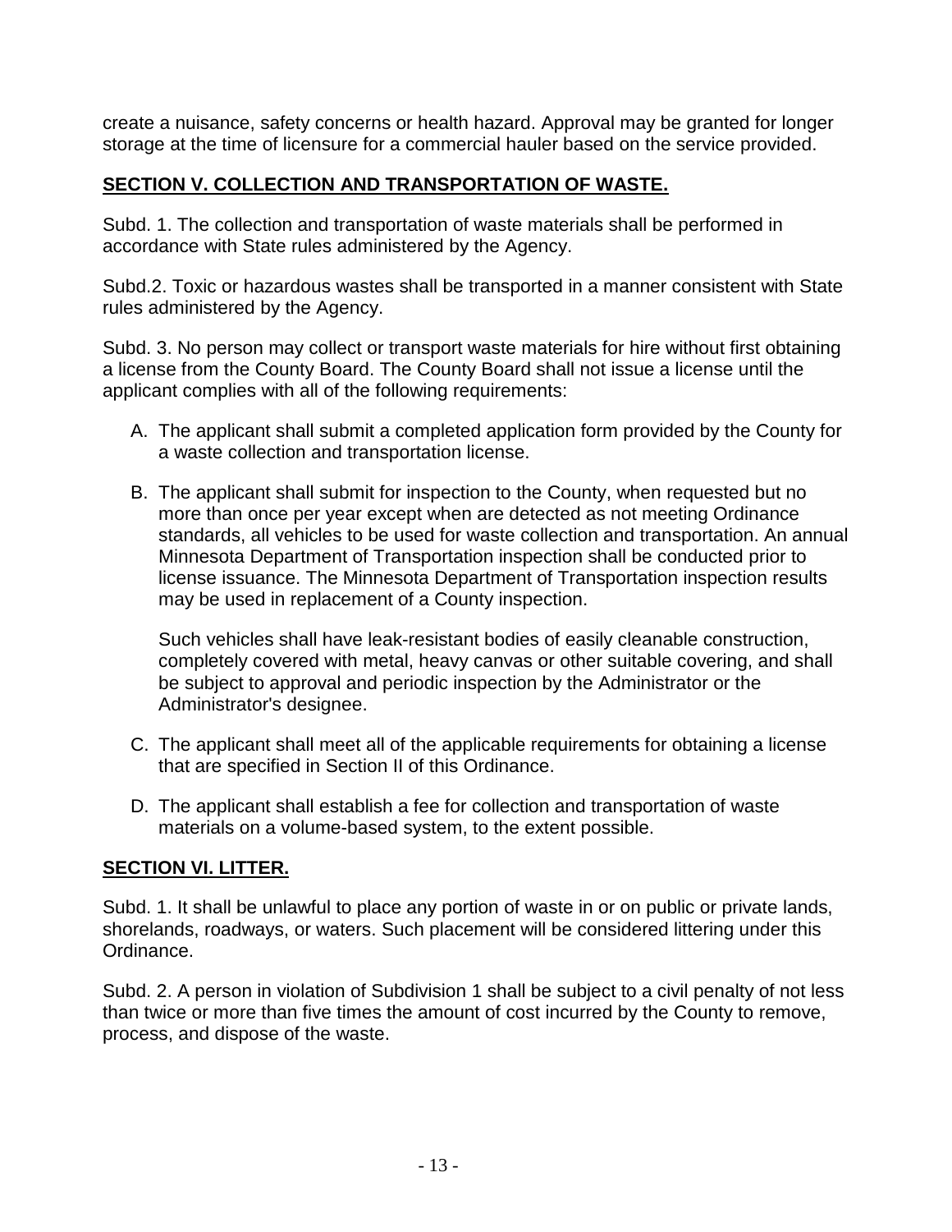create a nuisance, safety concerns or health hazard. Approval may be granted for longer storage at the time of licensure for a commercial hauler based on the service provided.

## SECTION V. COLLECTION AND TRANSPORTATION OF WASTE.

Subd. 1. The collection and transportation of waste materials shall be performed in accordance with State rules administered by the Agency.

Subd.2. Toxic or hazardous wastes shall be transported in a manner consistent with State rules administered by the Agency.

Subd. 3. No person may collect or transport waste materials for hire without first obtaining a license from the County Board. The County Board shall not issue a license until the applicant complies with all of the following requirements:

A. The applicant shall submit a completed application form provided by the County for a waste collection and transportation license.

B. The applicant shall submit for inspection to the County, when requested but no more than once per year except when are detected as not meeting Ordinance standards, all vehicles to be used for waste collection and transportation. An annual Minnesota Department of Transportation inspection shall be conducted prior to license issuance. The Minnesota Department of Transportation inspection results may be used in replacement of a County inspection.

   Such vehicles shall have leak-resistant bodies of easily cleanable construction, completely covered with metal, heavy canvas or other suitable covering, and shall be subject to approval and periodic inspection by the Administrator or the Administrator's designee.

C. The applicant shall meet all of the applicable requirements for obtaining a license that are specified in Section II of this Ordinance.

D. The applicant shall establish a fee for collection and transportation of waste materials on a volume-based system, to the extent possible.

## SECTION VI. LITTER.

Subd. 1. It shall be unlawful to place any portion of waste in or on public or private lands, shorelands, roadways, or waters. Such placement will be considered littering under this Ordinance.

Subd. 2. A person in violation of Subdivision 1 shall be subject to a civil penalty of not less than twice or more than five times the amount of cost incurred by the County to remove, process, and dispose of the waste.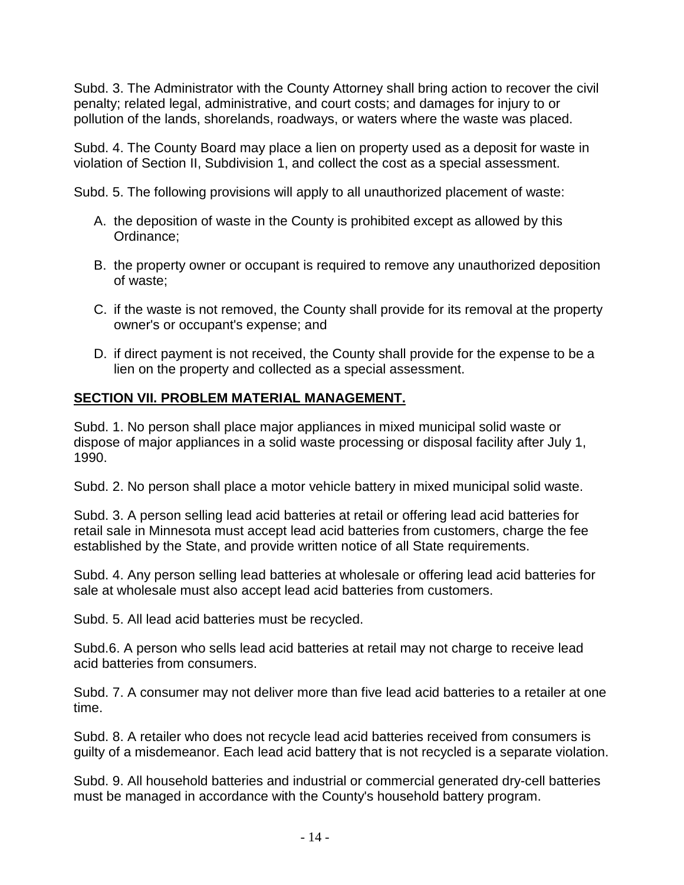Subd. 3. The Administrator with the County Attorney shall bring action to recover the civil penalty; related legal, administrative, and court costs; and damages for injury to or pollution of the lands, shorelands, roadways, or waters where the waste was placed.

Subd. 4. The County Board may place a lien on property used as a deposit for waste in violation of Section II, Subdivision 1, and collect the cost as a special assessment.

Subd. 5. The following provisions will apply to all unauthorized placement of waste:

A. the deposition of waste in the County is prohibited except as allowed by this Ordinance;

B. the property owner or occupant is required to remove any unauthorized deposition of waste;

C. if the waste is not removed, the County shall provide for its removal at the property owner's or occupant's expense; and

D. if direct payment is not received, the County shall provide for the expense to be a lien on the property and collected as a special assessment.

## **SECTION VII. PROBLEM MATERIAL MANAGEMENT.**

Subd. 1. No person shall place major appliances in mixed municipal solid waste or dispose of major appliances in a solid waste processing or disposal facility after July 1, 1990.

Subd. 2. No person shall place a motor vehicle battery in mixed municipal solid waste.

Subd. 3. A person selling lead acid batteries at retail or offering lead acid batteries for retail sale in Minnesota must accept lead acid batteries from customers, charge the fee established by the State, and provide written notice of all State requirements.

Subd. 4. Any person selling lead batteries at wholesale or offering lead acid batteries for sale at wholesale must also accept lead acid batteries from customers.

Subd. 5. All lead acid batteries must be recycled.

Subd.6. A person who sells lead acid batteries at retail may not charge to receive lead acid batteries from consumers.

Subd. 7. A consumer may not deliver more than five lead acid batteries to a retailer at one time.

Subd. 8. A retailer who does not recycle lead acid batteries received from consumers is guilty of a misdemeanor. Each lead acid battery that is not recycled is a separate violation.

Subd. 9. All household batteries and industrial or commercial generated dry-cell batteries must be managed in accordance with the County's household battery program.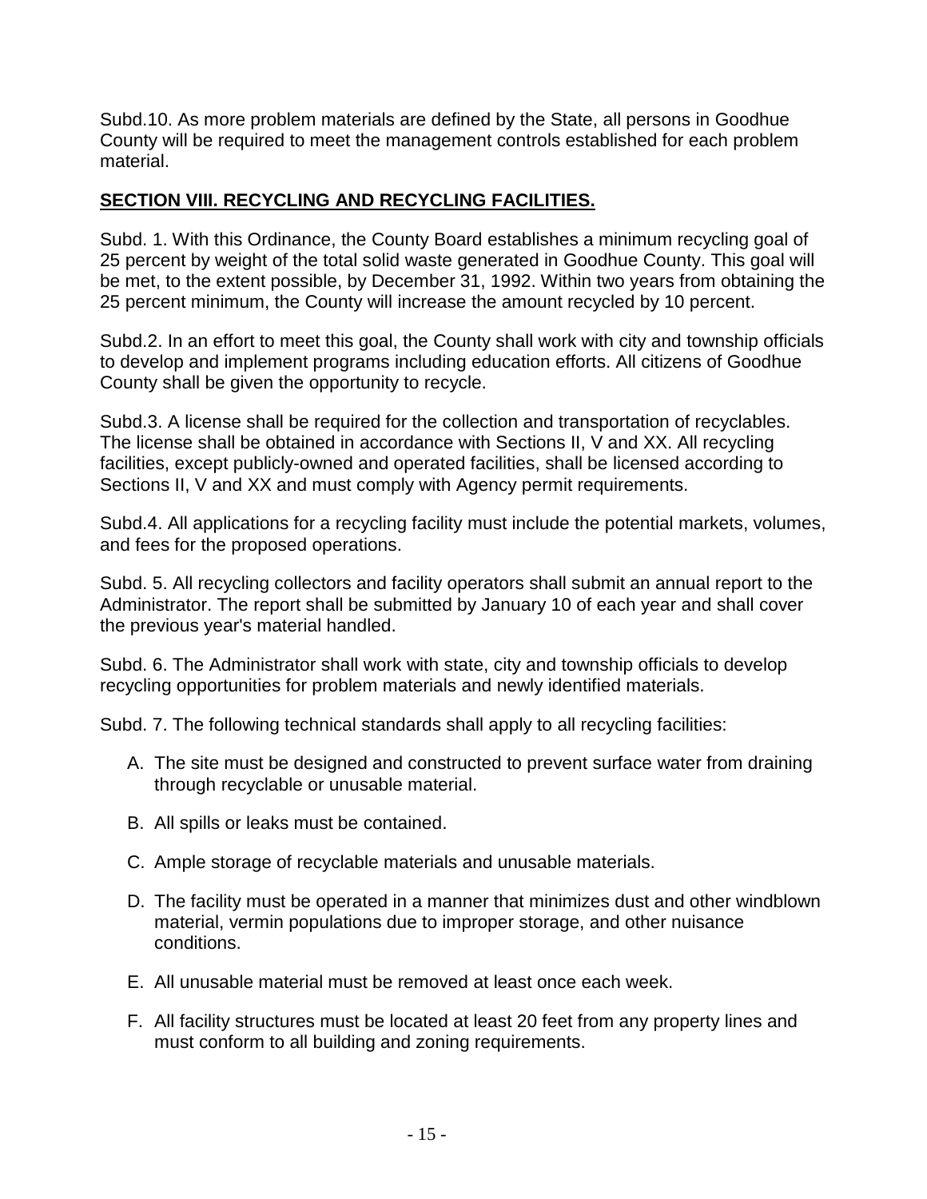Subd.10. As more problem materials are defined by the State, all persons in Goodhue County will be required to meet the management controls established for each problem material.

## SECTION VIII. RECYCLING AND RECYCLING FACILITIES.

Subd. 1. With this Ordinance, the County Board establishes a minimum recycling goal of 25 percent by weight of the total solid waste generated in Goodhue County. This goal will be met, to the extent possible, by December 31, 1992. Within two years from obtaining the 25 percent minimum, the County will increase the amount recycled by 10 percent.

Subd.2. In an effort to meet this goal, the County shall work with city and township officials to develop and implement programs including education efforts. All citizens of Goodhue County shall be given the opportunity to recycle.

Subd.3. A license shall be required for the collection and transportation of recyclables. The license shall be obtained in accordance with Sections II, V and XX. All recycling facilities, except publicly-owned and operated facilities, shall be licensed according to Sections II, V and XX and must comply with Agency permit requirements.

Subd.4. All applications for a recycling facility must include the potential markets, volumes, and fees for the proposed operations.

Subd. 5. All recycling collectors and facility operators shall submit an annual report to the Administrator. The report shall be submitted by January 10 of each year and shall cover the previous year's material handled.

Subd. 6. The Administrator shall work with state, city and township officials to develop recycling opportunities for problem materials and newly identified materials.

Subd. 7. The following technical standards shall apply to all recycling facilities:

A. The site must be designed and constructed to prevent surface water from draining through recyclable or unusable material.

B. All spills or leaks must be contained.

C. Ample storage of recyclable materials and unusable materials.

D. The facility must be operated in a manner that minimizes dust and other windblown material, vermin populations due to improper storage, and other nuisance conditions.

E. All unusable material must be removed at least once each week.

F. All facility structures must be located at least 20 feet from any property lines and must conform to all building and zoning requirements.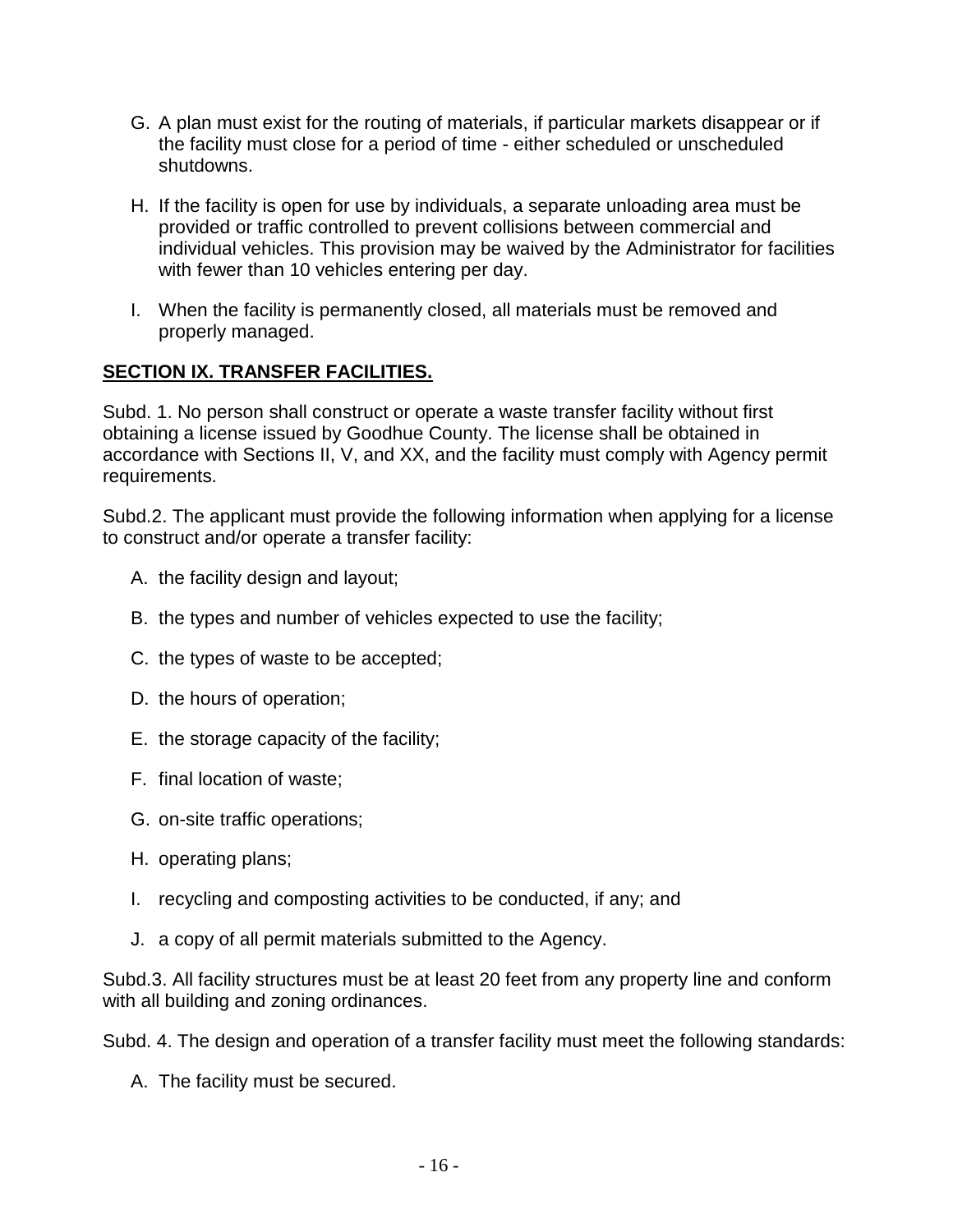G. A plan must exist for the routing of materials, if particular markets disappear or if the facility must close for a period of time - either scheduled or unscheduled shutdowns.

H. If the facility is open for use by individuals, a separate unloading area must be provided or traffic controlled to prevent collisions between commercial and individual vehicles. This provision may be waived by the Administrator for facilities with fewer than 10 vehicles entering per day.

I. When the facility is permanently closed, all materials must be removed and properly managed.

**SECTION IX. TRANSFER FACILITIES.**

Subd. 1. No person shall construct or operate a waste transfer facility without first obtaining a license issued by Goodhue County. The license shall be obtained in accordance with Sections II, V, and XX, and the facility must comply with Agency permit requirements.

Subd.2. The applicant must provide the following information when applying for a license to construct and/or operate a transfer facility:

A. the facility design and layout;

B. the types and number of vehicles expected to use the facility;

C. the types of waste to be accepted;

D. the hours of operation;

E. the storage capacity of the facility;

F. final location of waste;

G. on-site traffic operations;

H. operating plans;

I. recycling and composting activities to be conducted, if any; and

J. a copy of all permit materials submitted to the Agency.

Subd.3. All facility structures must be at least 20 feet from any property line and conform with all building and zoning ordinances.

Subd. 4. The design and operation of a transfer facility must meet the following standards:

A. The facility must be secured.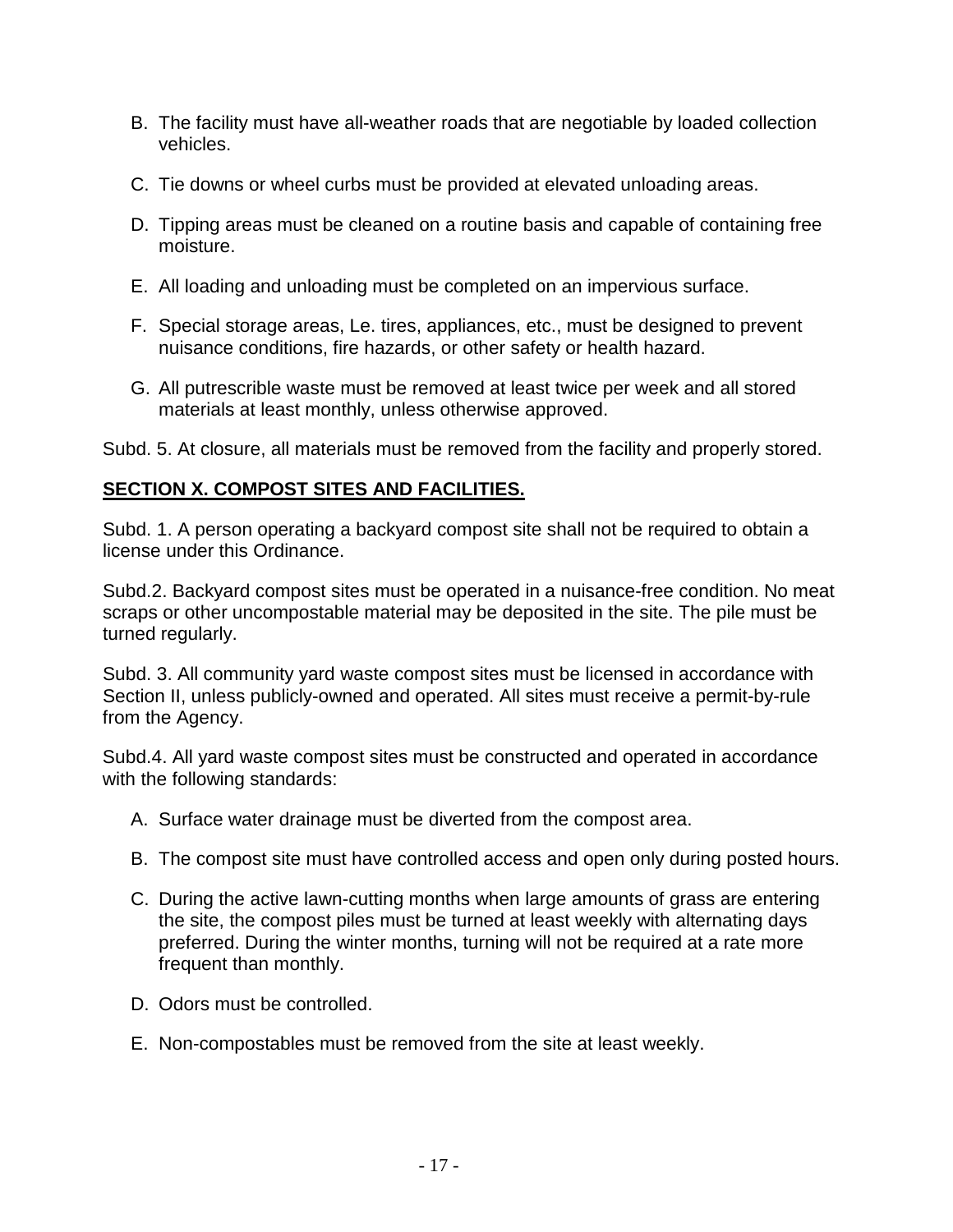B. The facility must have all-weather roads that are negotiable by loaded collection vehicles.

C. Tie downs or wheel curbs must be provided at elevated unloading areas.

D. Tipping areas must be cleaned on a routine basis and capable of containing free moisture.

E. All loading and unloading must be completed on an impervious surface.

F. Special storage areas, Le. tires, appliances, etc., must be designed to prevent nuisance conditions, fire hazards, or other safety or health hazard.

G. All putrescrible waste must be removed at least twice per week and all stored materials at least monthly, unless otherwise approved.

Subd. 5. At closure, all materials must be removed from the facility and properly stored.

## **SECTION X. COMPOST SITES AND FACILITIES.**

Subd. 1. A person operating a backyard compost site shall not be required to obtain a license under this Ordinance.

Subd.2. Backyard compost sites must be operated in a nuisance-free condition. No meat scraps or other uncompostable material may be deposited in the site. The pile must be turned regularly.

Subd. 3. All community yard waste compost sites must be licensed in accordance with Section II, unless publicly-owned and operated. All sites must receive a permit-by-rule from the Agency.

Subd.4. All yard waste compost sites must be constructed and operated in accordance with the following standards:

A. Surface water drainage must be diverted from the compost area.

B. The compost site must have controlled access and open only during posted hours.

C. During the active lawn-cutting months when large amounts of grass are entering the site, the compost piles must be turned at least weekly with alternating days preferred. During the winter months, turning will not be required at a rate more frequent than monthly.

D. Odors must be controlled.

E. Non-compostables must be removed from the site at least weekly.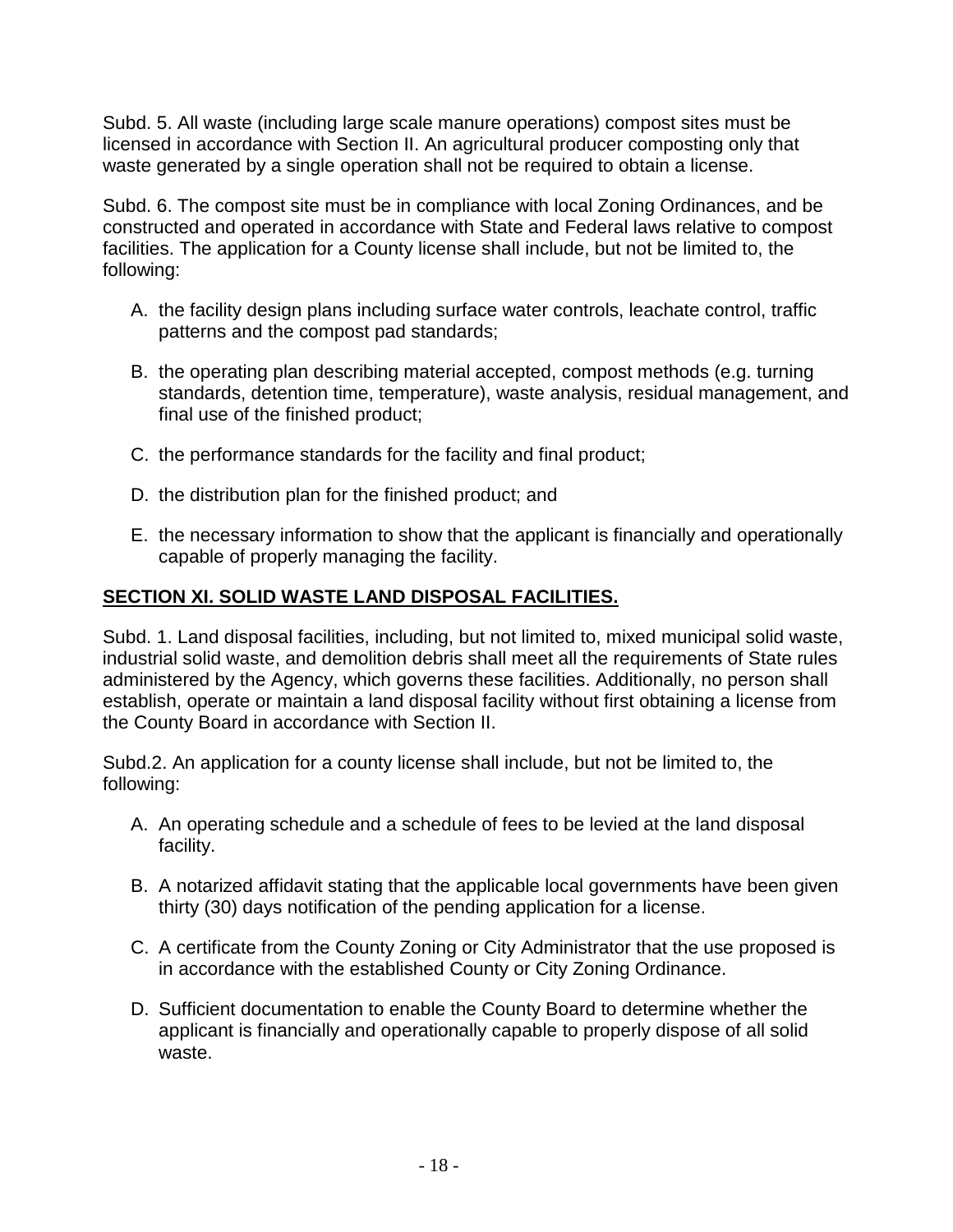Subd. 5. All waste (including large scale manure operations) compost sites must be licensed in accordance with Section II. An agricultural producer composting only that waste generated by a single operation shall not be required to obtain a license.

Subd. 6. The compost site must be in compliance with local Zoning Ordinances, and be constructed and operated in accordance with State and Federal laws relative to compost facilities. The application for a County license shall include, but not be limited to, the following:

A. the facility design plans including surface water controls, leachate control, traffic patterns and the compost pad standards;

B. the operating plan describing material accepted, compost methods (e.g. turning standards, detention time, temperature), waste analysis, residual management, and final use of the finished product;

C. the performance standards for the facility and final product;

D. the distribution plan for the finished product; and

E. the necessary information to show that the applicant is financially and operationally capable of properly managing the facility.

## **SECTION XI. SOLID WASTE LAND DISPOSAL FACILITIES.**

Subd. 1. Land disposal facilities, including, but not limited to, mixed municipal solid waste, industrial solid waste, and demolition debris shall meet all the requirements of State rules administered by the Agency, which governs these facilities. Additionally, no person shall establish, operate or maintain a land disposal facility without first obtaining a license from the County Board in accordance with Section II.

Subd.2. An application for a county license shall include, but not be limited to, the following:

A. An operating schedule and a schedule of fees to be levied at the land disposal facility.

B. A notarized affidavit stating that the applicable local governments have been given thirty (30) days notification of the pending application for a license.

C. A certificate from the County Zoning or City Administrator that the use proposed is in accordance with the established County or City Zoning Ordinance.

D. Sufficient documentation to enable the County Board to determine whether the applicant is financially and operationally capable to properly dispose of all solid waste.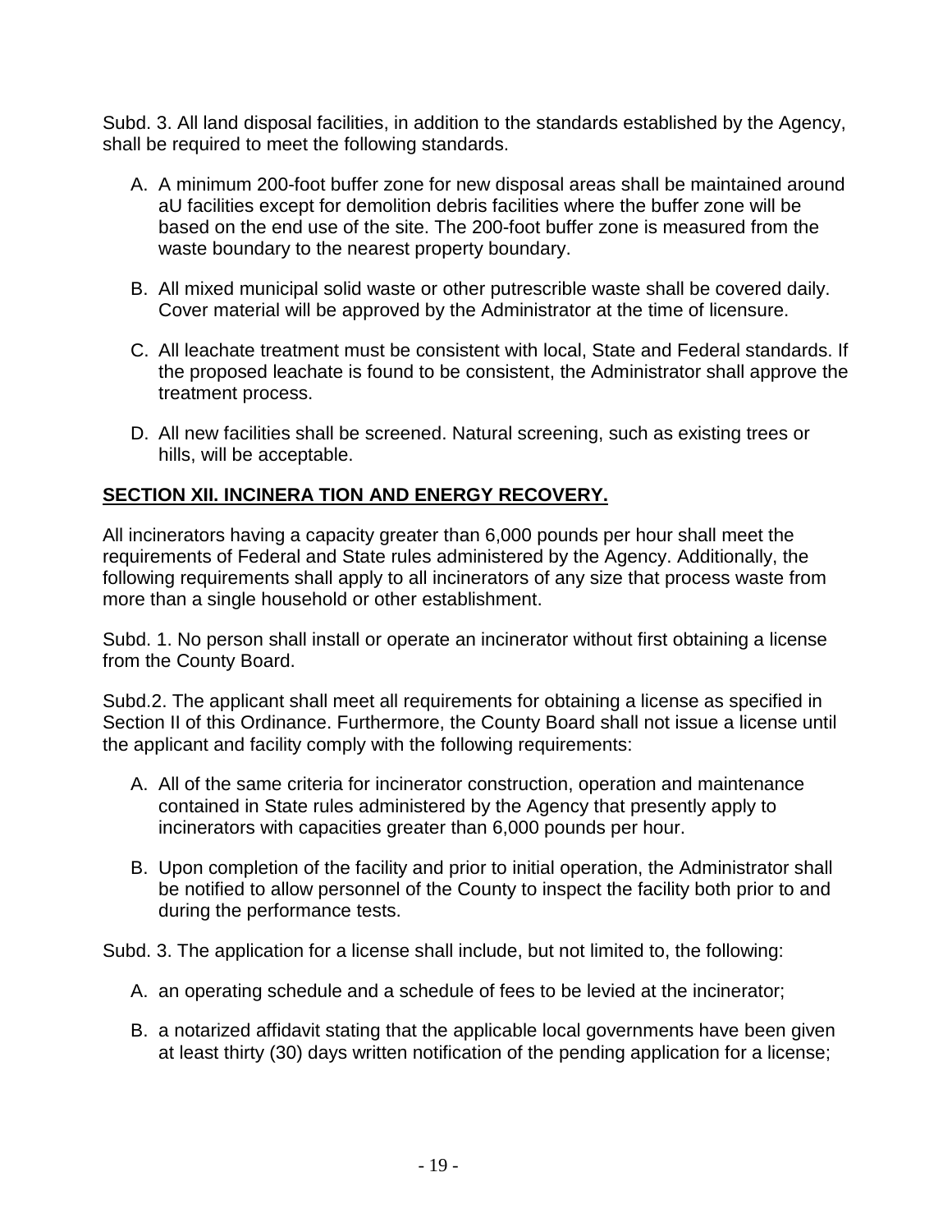Subd. 3. All land disposal facilities, in addition to the standards established by the Agency, shall be required to meet the following standards.

A. A minimum 200-foot buffer zone for new disposal areas shall be maintained around aU facilities except for demolition debris facilities where the buffer zone will be based on the end use of the site. The 200-foot buffer zone is measured from the waste boundary to the nearest property boundary.

B. All mixed municipal solid waste or other putrescrible waste shall be covered daily. Cover material will be approved by the Administrator at the time of licensure.

C. All leachate treatment must be consistent with local, State and Federal standards. If the proposed leachate is found to be consistent, the Administrator shall approve the treatment process.

D. All new facilities shall be screened. Natural screening, such as existing trees or hills, will be acceptable.

## **SECTION XII. INCINERA TION AND ENERGY RECOVERY.**

All incinerators having a capacity greater than 6,000 pounds per hour shall meet the requirements of Federal and State rules administered by the Agency. Additionally, the following requirements shall apply to all incinerators of any size that process waste from more than a single household or other establishment.

Subd. 1. No person shall install or operate an incinerator without first obtaining a license from the County Board.

Subd.2. The applicant shall meet all requirements for obtaining a license as specified in Section II of this Ordinance. Furthermore, the County Board shall not issue a license until the applicant and facility comply with the following requirements:

A. All of the same criteria for incinerator construction, operation and maintenance contained in State rules administered by the Agency that presently apply to incinerators with capacities greater than 6,000 pounds per hour.

B. Upon completion of the facility and prior to initial operation, the Administrator shall be notified to allow personnel of the County to inspect the facility both prior to and during the performance tests.

Subd. 3. The application for a license shall include, but not limited to, the following:

A. an operating schedule and a schedule of fees to be levied at the incinerator;

B. a notarized affidavit stating that the applicable local governments have been given at least thirty (30) days written notification of the pending application for a license;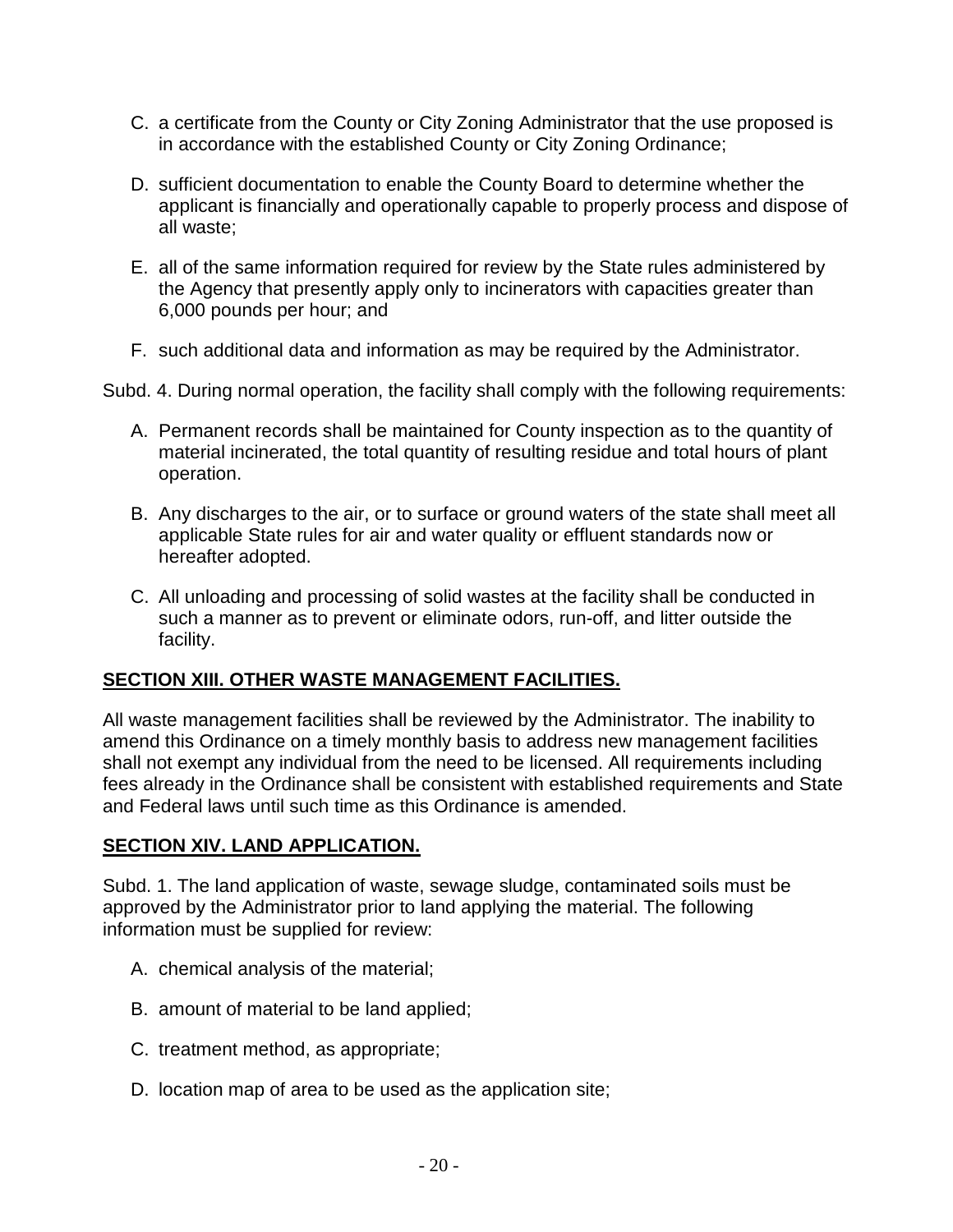C. a certificate from the County or City Zoning Administrator that the use proposed is in accordance with the established County or City Zoning Ordinance;

D. sufficient documentation to enable the County Board to determine whether the applicant is financially and operationally capable to properly process and dispose of all waste;

E. all of the same information required for review by the State rules administered by the Agency that presently apply only to incinerators with capacities greater than 6,000 pounds per hour; and

F. such additional data and information as may be required by the Administrator.

Subd. 4. During normal operation, the facility shall comply with the following requirements:

A. Permanent records shall be maintained for County inspection as to the quantity of material incinerated, the total quantity of resulting residue and total hours of plant operation.

B. Any discharges to the air, or to surface or ground waters of the state shall meet all applicable State rules for air and water quality or effluent standards now or hereafter adopted.

C. All unloading and processing of solid wastes at the facility shall be conducted in such a manner as to prevent or eliminate odors, run-off, and litter outside the facility.

## SECTION XIII. OTHER WASTE MANAGEMENT FACILITIES.

All waste management facilities shall be reviewed by the Administrator. The inability to amend this Ordinance on a timely monthly basis to address new management facilities shall not exempt any individual from the need to be licensed. All requirements including fees already in the Ordinance shall be consistent with established requirements and State and Federal laws until such time as this Ordinance is amended.

## SECTION XIV. LAND APPLICATION.

Subd. 1. The land application of waste, sewage sludge, contaminated soils must be approved by the Administrator prior to land applying the material. The following information must be supplied for review:

A. chemical analysis of the material;

B. amount of material to be land applied;

C. treatment method, as appropriate;

D. location map of area to be used as the application site;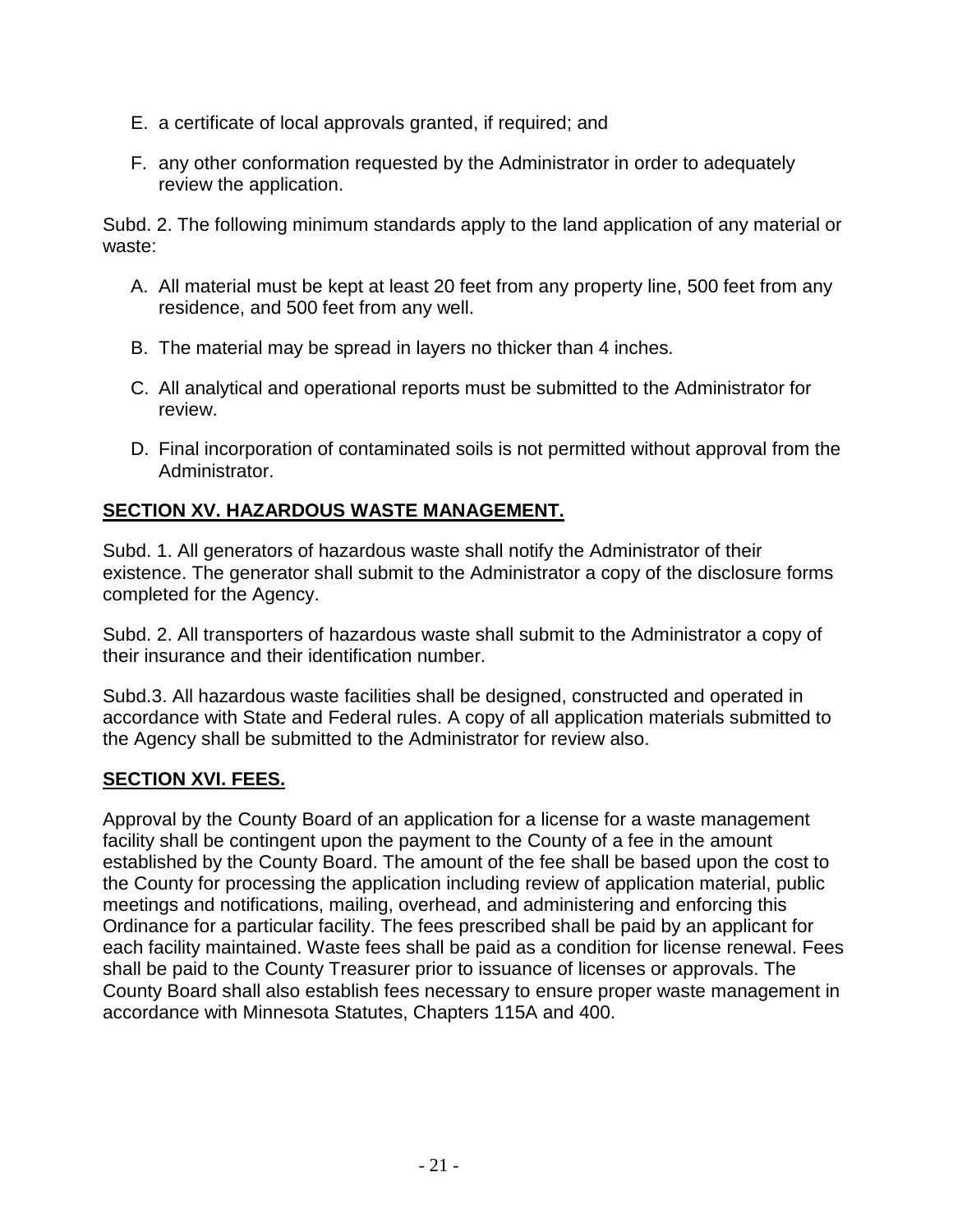E. a certificate of local approvals granted, if required; and

F. any other conformation requested by the Administrator in order to adequately review the application.

Subd. 2. The following minimum standards apply to the land application of any material or waste:

A. All material must be kept at least 20 feet from any property line, 500 feet from any residence, and 500 feet from any well.

B. The material may be spread in layers no thicker than 4 inches.

C. All analytical and operational reports must be submitted to the Administrator for review.

D. Final incorporation of contaminated soils is not permitted without approval from the Administrator.

## SECTION XV. HAZARDOUS WASTE MANAGEMENT.

Subd. 1. All generators of hazardous waste shall notify the Administrator of their existence. The generator shall submit to the Administrator a copy of the disclosure forms completed for the Agency.

Subd. 2. All transporters of hazardous waste shall submit to the Administrator a copy of their insurance and their identification number.

Subd.3. All hazardous waste facilities shall be designed, constructed and operated in accordance with State and Federal rules. A copy of all application materials submitted to the Agency shall be submitted to the Administrator for review also.

## SECTION XVI. FEES.

Approval by the County Board of an application for a license for a waste management facility shall be contingent upon the payment to the County of a fee in the amount established by the County Board. The amount of the fee shall be based upon the cost to the County for processing the application including review of application material, public meetings and notifications, mailing, overhead, and administering and enforcing this Ordinance for a particular facility. The fees prescribed shall be paid by an applicant for each facility maintained. Waste fees shall be paid as a condition for license renewal. Fees shall be paid to the County Treasurer prior to issuance of licenses or approvals. The County Board shall also establish fees necessary to ensure proper waste management in accordance with Minnesota Statutes, Chapters 115A and 400.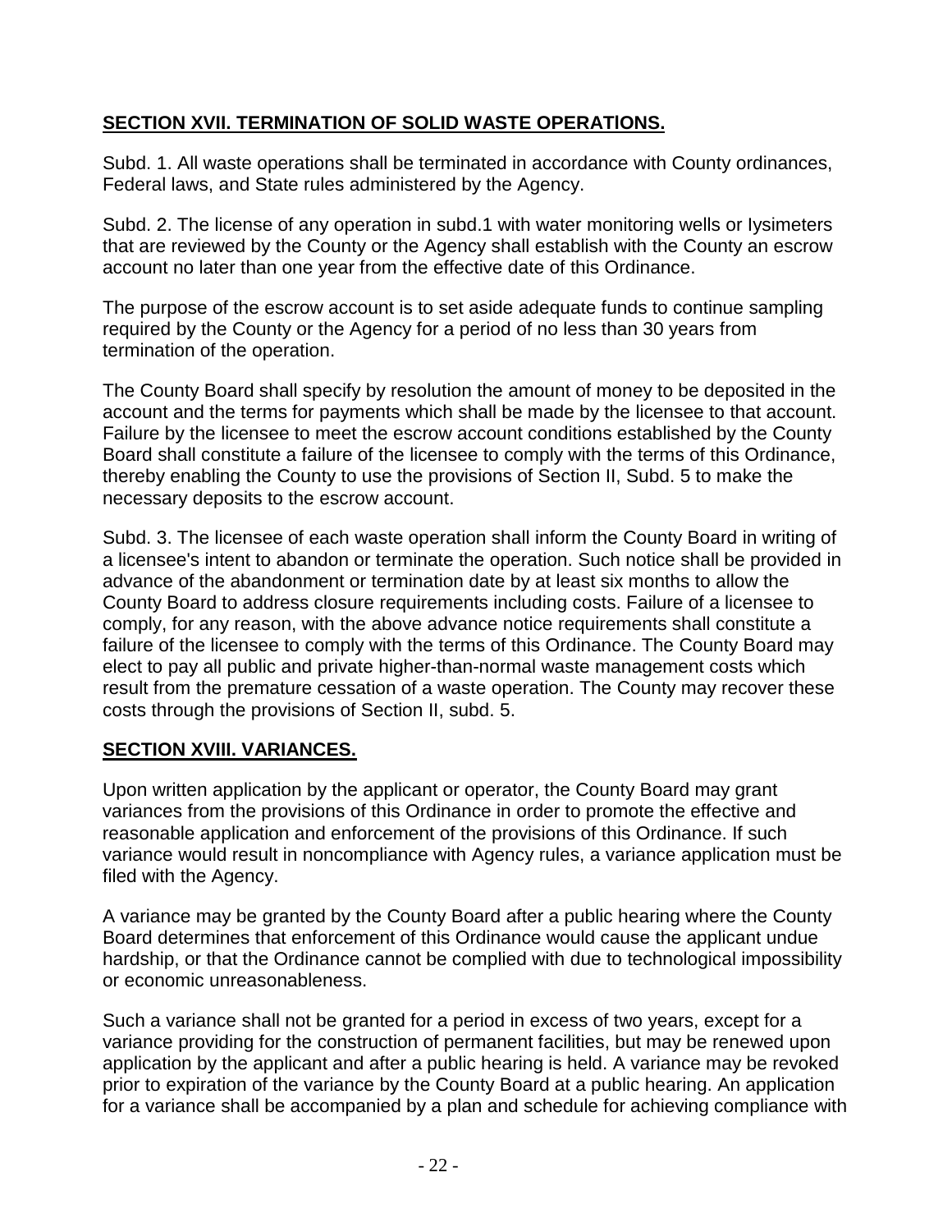## **SECTION XVII. TERMINATION OF SOLID WASTE OPERATIONS.**

Subd. 1. All waste operations shall be terminated in accordance with County ordinances, Federal laws, and State rules administered by the Agency.

Subd. 2. The license of any operation in subd.1 with water monitoring wells or lysimeters that are reviewed by the County or the Agency shall establish with the County an escrow account no later than one year from the effective date of this Ordinance.

The purpose of the escrow account is to set aside adequate funds to continue sampling required by the County or the Agency for a period of no less than 30 years from termination of the operation.

The County Board shall specify by resolution the amount of money to be deposited in the account and the terms for payments which shall be made by the licensee to that account. Failure by the licensee to meet the escrow account conditions established by the County Board shall constitute a failure of the licensee to comply with the terms of this Ordinance, thereby enabling the County to use the provisions of Section II, Subd. 5 to make the necessary deposits to the escrow account.

Subd. 3. The licensee of each waste operation shall inform the County Board in writing of a licensee's intent to abandon or terminate the operation. Such notice shall be provided in advance of the abandonment or termination date by at least six months to allow the County Board to address closure requirements including costs. Failure of a licensee to comply, for any reason, with the above advance notice requirements shall constitute a failure of the licensee to comply with the terms of this Ordinance. The County Board may elect to pay all public and private higher-than-normal waste management costs which result from the premature cessation of a waste operation. The County may recover these costs through the provisions of Section II, subd. 5.

## **SECTION XVIII. VARIANCES.**

Upon written application by the applicant or operator, the County Board may grant variances from the provisions of this Ordinance in order to promote the effective and reasonable application and enforcement of the provisions of this Ordinance. If such variance would result in noncompliance with Agency rules, a variance application must be filed with the Agency.

A variance may be granted by the County Board after a public hearing where the County Board determines that enforcement of this Ordinance would cause the applicant undue hardship, or that the Ordinance cannot be complied with due to technological impossibility or economic unreasonableness.

Such a variance shall not be granted for a period in excess of two years, except for a variance providing for the construction of permanent facilities, but may be renewed upon application by the applicant and after a public hearing is held. A variance may be revoked prior to expiration of the variance by the County Board at a public hearing. An application for a variance shall be accompanied by a plan and schedule for achieving compliance with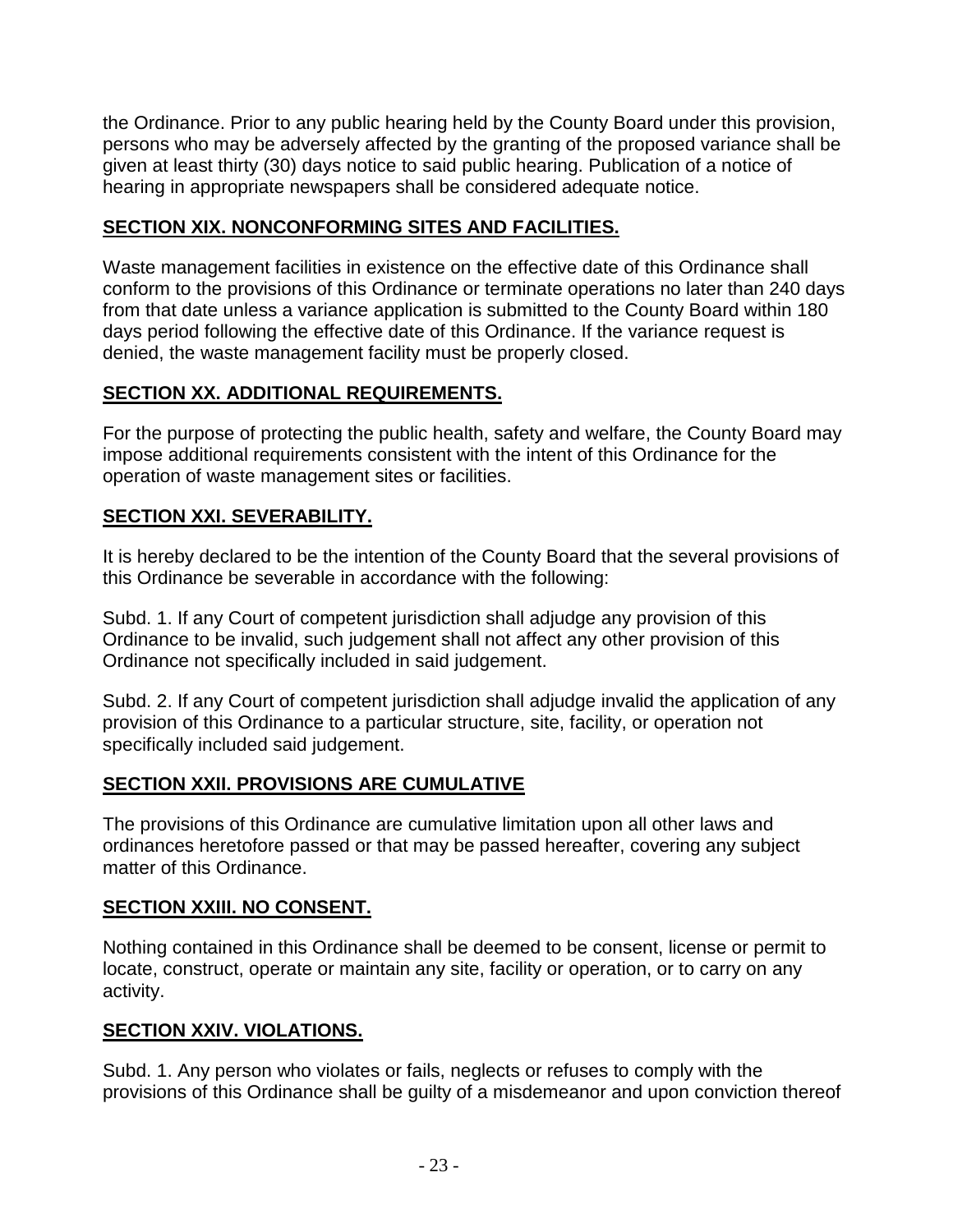the Ordinance. Prior to any public hearing held by the County Board under this provision, persons who may be adversely affected by the granting of the proposed variance shall be given at least thirty (30) days notice to said public hearing. Publication of a notice of hearing in appropriate newspapers shall be considered adequate notice.

## **SECTION XIX. NONCONFORMING SITES AND FACILITIES.**

Waste management facilities in existence on the effective date of this Ordinance shall conform to the provisions of this Ordinance or terminate operations no later than 240 days from that date unless a variance application is submitted to the County Board within 180 days period following the effective date of this Ordinance. If the variance request is denied, the waste management facility must be properly closed.

## **SECTION XX. ADDITIONAL REQUIREMENTS.**

For the purpose of protecting the public health, safety and welfare, the County Board may impose additional requirements consistent with the intent of this Ordinance for the operation of waste management sites or facilities.

## **SECTION XXI. SEVERABILITY.**

It is hereby declared to be the intention of the County Board that the several provisions of this Ordinance be severable in accordance with the following:

Subd. 1. If any Court of competent jurisdiction shall adjudge any provision of this Ordinance to be invalid, such judgement shall not affect any other provision of this Ordinance not specifically included in said judgement.

Subd. 2. If any Court of competent jurisdiction shall adjudge invalid the application of any provision of this Ordinance to a particular structure, site, facility, or operation not specifically included said judgement.

## **SECTION XXII. PROVISIONS ARE CUMULATIVE**

The provisions of this Ordinance are cumulative limitation upon all other laws and ordinances heretofore passed or that may be passed hereafter, covering any subject matter of this Ordinance.

## **SECTION XXIII. NO CONSENT.**

Nothing contained in this Ordinance shall be deemed to be consent, license or permit to locate, construct, operate or maintain any site, facility or operation, or to carry on any activity.

## **SECTION XXIV. VIOLATIONS.**

Subd. 1. Any person who violates or fails, neglects or refuses to comply with the provisions of this Ordinance shall be guilty of a misdemeanor and upon conviction thereof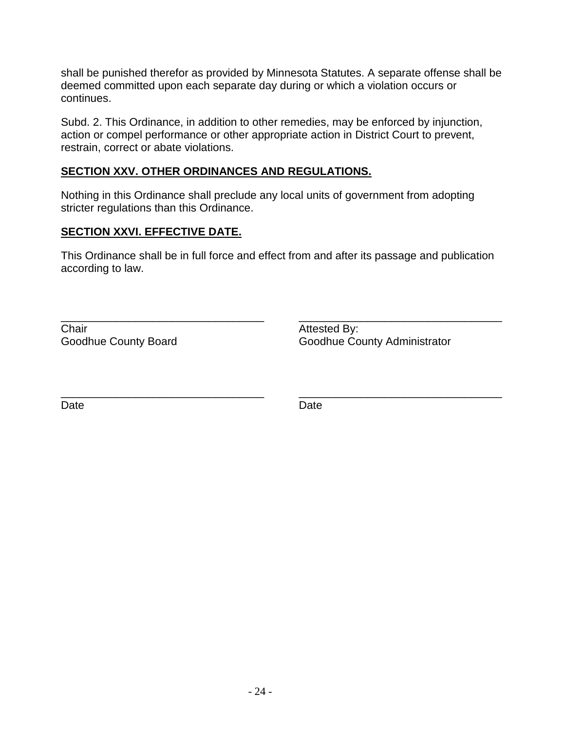shall be punished therefor as provided by Minnesota Statutes. A separate offense shall be deemed committed upon each separate day during or which a violation occurs or continues.

Subd. 2. This Ordinance, in addition to other remedies, may be enforced by injunction, action or compel performance or other appropriate action in District Court to prevent, restrain, correct or abate violations.

**SECTION XXV. OTHER ORDINANCES AND REGULATIONS.**

Nothing in this Ordinance shall preclude any local units of government from adopting stricter regulations than this Ordinance.

**SECTION XXVI. EFFECTIVE DATE.**

This Ordinance shall be in full force and effect from and after its passage and publication according to law.

| | |
|---|---|
| \_\_\_\_\_\_\_\_\_\_\_\_\_\_\_\_\_\_\_\_\_\_\_\_\_\_\_\_\_\_\_\_\_ | \_\_\_\_\_\_\_\_\_\_\_\_\_\_\_\_\_\_\_\_\_\_\_\_\_\_\_\_\_\_\_\_\_ |
| Chair<br>Goodhue County Board | Attested By:<br>Goodhue County Administrator |
| \_\_\_\_\_\_\_\_\_\_\_\_\_\_\_\_\_\_\_\_\_\_\_\_\_\_\_\_\_\_\_\_\_ | \_\_\_\_\_\_\_\_\_\_\_\_\_\_\_\_\_\_\_\_\_\_\_\_\_\_\_\_\_\_\_\_\_ |
| Date | Date |